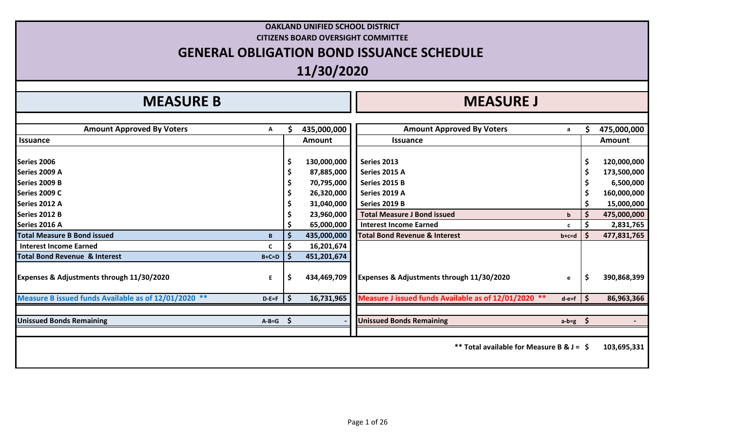**OAKLAND UNIFIED SCHOOL DISTRICT**

**CITIZENS BOARD OVERSIGHT COMMITTEE**

# GENERAL OBLIGATION BOND ISSUANCE SCHEDULE

## 11/30/2020

## MEASURE B

| Amount Approved By Voters | A | $ 435,000,000 |
|---|---|---|
| **Issuance** | | **Amount** |
| Series 2006 | | $ 130,000,000 |
| Series 2009 A | | $ 87,885,000 |
| Series 2009 B | | $ 70,795,000 |
| Series 2009 C | | $ 26,320,000 |
| Series 2012 A | | $ 31,040,000 |
| Series 2012 B | | $ 23,960,000 |
| Series 2016 A | | $ 65,000,000 |
| **Total Measure B Bond issued** | B | $ 435,000,000 |
| Interest Income Earned | C | $ 16,201,674 |
| **Total Bond Revenue & Interest** | B+C=D | $ 451,201,674 |
| Expenses & Adjustments through 11/30/2020 | E | $ 434,469,709 |
| **Measure B issued funds Available as of 12/01/2020 \*\*** | D-E=F | $ 16,731,965 |
| **Unissued Bonds Remaining** | A-B=G | $ - |

## MEASURE J

| Amount Approved By Voters | a | $ 475,000,000 |
|---|---|---|
| **Issuance** | | **Amount** |
| Series 2013 | | $ 120,000,000 |
| Series 2015 A | | $ 173,500,000 |
| Series 2015 B | | $ 6,500,000 |
| Series 2019 A | | $ 160,000,000 |
| Series 2019 B | | $ 15,000,000 |
| **Total Measure J Bond issued** | b | $ 475,000,000 |
| Interest Income Earned | c | $ 2,831,765 |
| **Total Bond Revenue & Interest** | b+c=d | $ 477,831,765 |
| Expenses & Adjustments through 11/30/2020 | e | $ 390,868,399 |
| **Measure J issued funds Available as of 12/01/2020 \*\*** | d-e=f | $ 86,963,366 |
| **Unissued Bonds Remaining** | a-b=g | $ - |

**\*\* Total available for Measure B & J = $ 103,695,331**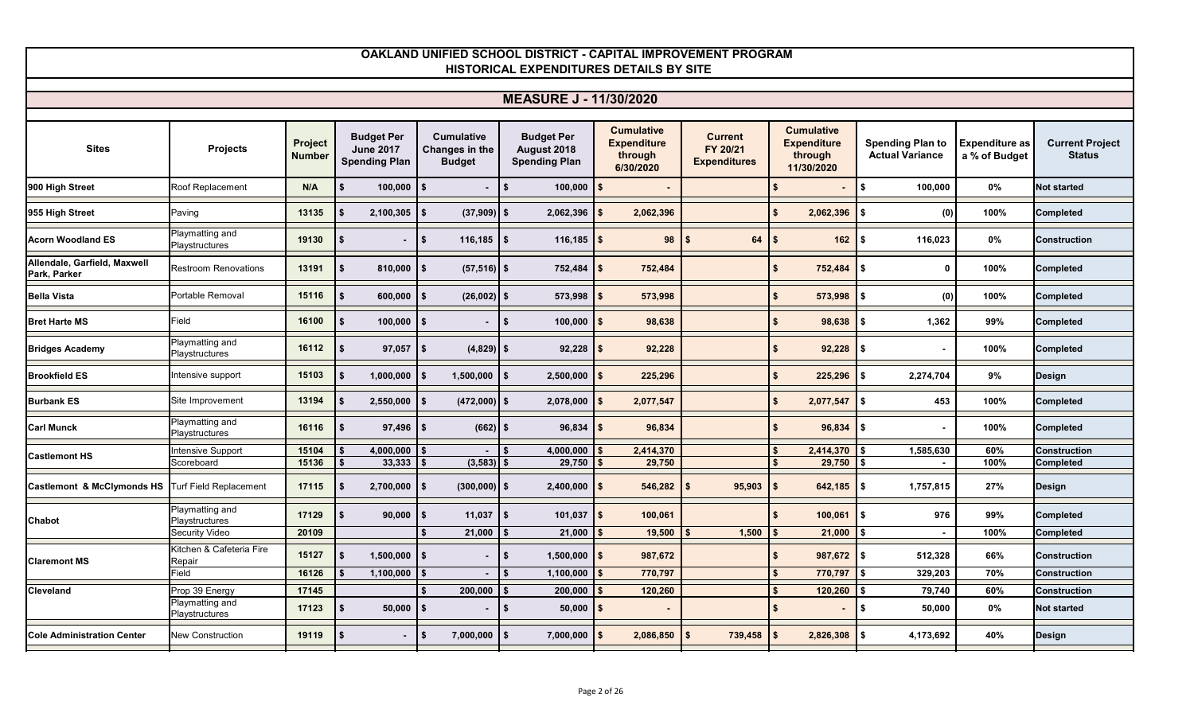# OAKLAND UNIFIED SCHOOL DISTRICT - CAPITAL IMPROVEMENT PROGRAM
## HISTORICAL EXPENDITURES DETAILS BY SITE

## MEASURE J - 11/30/2020

| Sites | Projects | Project Number | Budget Per June 2017 Spending Plan | Cumulative Changes in the Budget | Budget Per August 2018 Spending Plan | Cumulative Expenditure through 6/30/2020 | Current FY 20/21 Expenditures | Cumulative Expenditure through 11/30/2020 | Spending Plan to Actual Variance | Expenditure as a % of Budget | Current Project Status |
|---|---|---|---|---|---|---|---|---|---|---|---|
| **900 High Street** | Roof Replacement | N/A | $ 100,000 | $ - | $ 100,000 | $ - | | $ - | $ 100,000 | 0% | **Not started** |
| **955 High Street** | Paving | 13135 | $ 2,100,305 | $ (37,909) | $ 2,062,396 | $ 2,062,396 | | $ 2,062,396 | $ (0) | 100% | **Completed** |
| **Acorn Woodland ES** | Playmatting and Playstructures | 19130 | $ - | $ 116,185 | $ 116,185 | $ 98 | $ 64 | $ 162 | $ 116,023 | 0% | **Construction** |
| **Allendale, Garfield, Maxwell Park, Parker** | Restroom Renovations | 13191 | $ 810,000 | $ (57,516) | $ 752,484 | $ 752,484 | | $ 752,484 | $ 0 | 100% | **Completed** |
| **Bella Vista** | Portable Removal | 15116 | $ 600,000 | $ (26,002) | $ 573,998 | $ 573,998 | | $ 573,998 | $ (0) | 100% | **Completed** |
| **Bret Harte MS** | Field | 16100 | $ 100,000 | $ - | $ 100,000 | $ 98,638 | | $ 98,638 | $ 1,362 | 99% | **Completed** |
| **Bridges Academy** | Playmatting and Playstructures | 16112 | $ 97,057 | $ (4,829) | $ 92,228 | $ 92,228 | | $ 92,228 | $ - | 100% | **Completed** |
| **Brookfield ES** | Intensive support | 15103 | $ 1,000,000 | $ 1,500,000 | $ 2,500,000 | $ 225,296 | | $ 225,296 | $ 2,274,704 | 9% | **Design** |
| **Burbank ES** | Site Improvement | 13194 | $ 2,550,000 | $ (472,000) | $ 2,078,000 | $ 2,077,547 | | $ 2,077,547 | $ 453 | 100% | **Completed** |
| **Carl Munck** | Playmatting and Playstructures | 16116 | $ 97,496 | $ (662) | $ 96,834 | $ 96,834 | | $ 96,834 | $ - | 100% | **Completed** |
| **Castlemont HS** | Intensive Support | 15104 | $ 4,000,000 | $ - | $ 4,000,000 | $ 2,414,370 | | $ 2,414,370 | $ 1,585,630 | 60% | **Construction** |
| | Scoreboard | 15136 | $ 33,333 | $ (3,583) | $ 29,750 | $ 29,750 | | $ 29,750 | $ - | 100% | **Completed** |
| **Castlemont & McClymonds HS** | Turf Field Replacement | 17115 | $ 2,700,000 | $ (300,000) | $ 2,400,000 | $ 546,282 | $ 95,903 | $ 642,185 | $ 1,757,815 | 27% | **Design** |
| **Chabot** | Playmatting and Playstructures | 17129 | $ 90,000 | $ 11,037 | $ 101,037 | $ 100,061 | | $ 100,061 | $ 976 | 99% | **Completed** |
| | Security Video | 20109 | | $ 21,000 | $ 21,000 | $ 19,500 | $ 1,500 | $ 21,000 | $ - | 100% | **Completed** |
| **Claremont MS** | Kitchen & Cafeteria Fire Repair | 15127 | $ 1,500,000 | $ - | $ 1,500,000 | $ 987,672 | | $ 987,672 | $ 512,328 | 66% | **Construction** |
| | Field | 16126 | $ 1,100,000 | $ - | $ 1,100,000 | $ 770,797 | | $ 770,797 | $ 329,203 | 70% | **Construction** |
| **Cleveland** | Prop 39 Energy | 17145 | | $ 200,000 | $ 200,000 | $ 120,260 | | $ 120,260 | $ 79,740 | 60% | **Construction** |
| | Playmatting and Playstructures | 17123 | $ 50,000 | $ - | $ 50,000 | $ - | | $ - | $ 50,000 | 0% | **Not started** |
| **Cole Administration Center** | New Construction | 19119 | $ - | $ 7,000,000 | $ 7,000,000 | $ 2,086,850 | $ 739,458 | $ 2,826,308 | $ 4,173,692 | 40% | **Design** |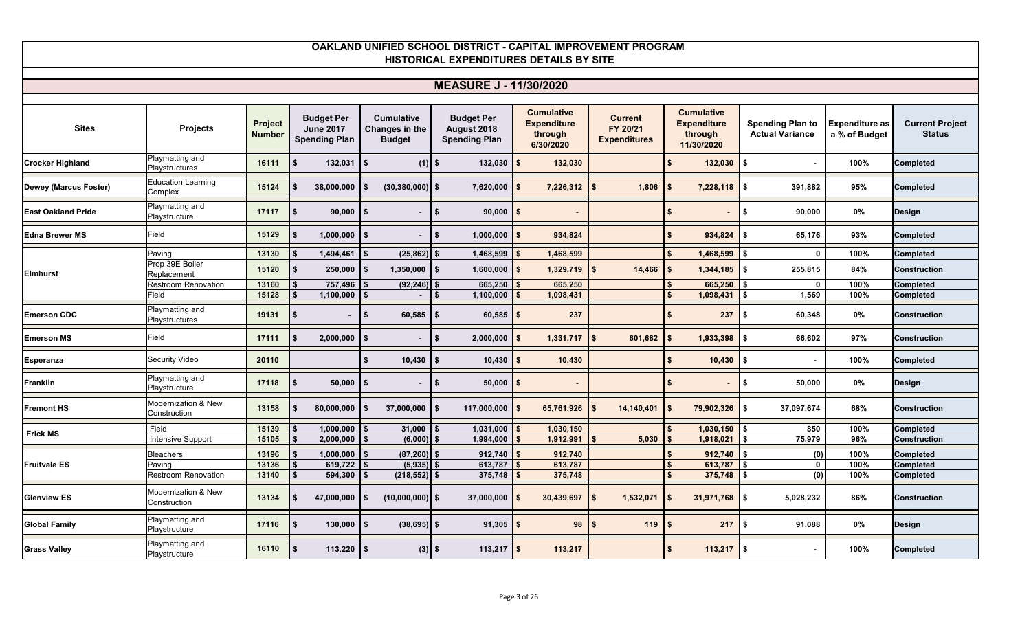# OAKLAND UNIFIED SCHOOL DISTRICT - CAPITAL IMPROVEMENT PROGRAM
## HISTORICAL EXPENDITURES DETAILS BY SITE

### MEASURE J - 11/30/2020

| Sites | Projects | Project Number | Budget Per June 2017 Spending Plan | Cumulative Changes in the Budget | Budget Per August 2018 Spending Plan | Cumulative Expenditure through 6/30/2020 | Current FY 20/21 Expenditures | Cumulative Expenditure through 11/30/2020 | Spending Plan to Actual Variance | Expenditure as a % of Budget | Current Project Status |
|---|---|---|---|---|---|---|---|---|---|---|---|
| Crocker Highland | Playmatting and Playstructures | 16111 | $ 132,031 | $ (1) | $ 132,030 | $ 132,030 | | $ 132,030 | $ - | 100% | Completed |
| Dewey (Marcus Foster) | Education Learning Complex | 15124 | $ 38,000,000 | $ (30,380,000) | $ 7,620,000 | $ 7,226,312 | $ 1,806 | $ 7,228,118 | $ 391,882 | 95% | Completed |
| East Oakland Pride | Playmatting and Playstructure | 17117 | $ 90,000 | $ - | $ 90,000 | $ - | | $ - | $ 90,000 | 0% | Design |
| Edna Brewer MS | Field | 15129 | $ 1,000,000 | $ - | $ 1,000,000 | $ 934,824 | | $ 934,824 | $ 65,176 | 93% | Completed |
| Elmhurst | Paving | 13130 | $ 1,494,461 | $ (25,862) | $ 1,468,599 | $ 1,468,599 | | $ 1,468,599 | $ 0 | 100% | Completed |
| | Prop 39E Boiler Replacement | 15120 | $ 250,000 | $ 1,350,000 | $ 1,600,000 | $ 1,329,719 | $ 14,466 | $ 1,344,185 | $ 255,815 | 84% | Construction |
| | Restroom Renovation | 13160 | $ 757,496 | $ (92,246) | $ 665,250 | $ 665,250 | | $ 665,250 | $ 0 | 100% | Completed |
| | Field | 15128 | $ 1,100,000 | $ - | $ 1,100,000 | $ 1,098,431 | | $ 1,098,431 | $ 1,569 | 100% | Completed |
| Emerson CDC | Playmatting and Playstructures | 19131 | $ - | $ 60,585 | $ 60,585 | $ 237 | | $ 237 | $ 60,348 | 0% | Construction |
| Emerson MS | Field | 17111 | $ 2,000,000 | $ - | $ 2,000,000 | $ 1,331,717 | $ 601,682 | $ 1,933,398 | $ 66,602 | 97% | Construction |
| Esperanza | Security Video | 20110 | | $ 10,430 | $ 10,430 | $ 10,430 | | $ 10,430 | $ - | 100% | Completed |
| Franklin | Playmatting and Playstructure | 17118 | $ 50,000 | $ - | $ 50,000 | $ - | | $ - | $ 50,000 | 0% | Design |
| Fremont HS | Modernization & New Construction | 13158 | $ 80,000,000 | $ 37,000,000 | $ 117,000,000 | $ 65,761,926 | $ 14,140,401 | $ 79,902,326 | $ 37,097,674 | 68% | Construction |
| Frick MS | Field | 15139 | $ 1,000,000 | $ 31,000 | $ 1,031,000 | $ 1,030,150 | | $ 1,030,150 | $ 850 | 100% | Completed |
| | Intensive Support | 15105 | $ 2,000,000 | $ (6,000) | $ 1,994,000 | $ 1,912,991 | $ 5,030 | $ 1,918,021 | $ 75,979 | 96% | Construction |
| Fruitvale ES | Bleachers | 13196 | $ 1,000,000 | $ (87,260) | $ 912,740 | $ 912,740 | | $ 912,740 | $ (0) | 100% | Completed |
| | Paving | 13136 | $ 619,722 | $ (5,935) | $ 613,787 | $ 613,787 | | $ 613,787 | $ 0 | 100% | Completed |
| | Restroom Renovation | 13140 | $ 594,300 | $ (218,552) | $ 375,748 | $ 375,748 | | $ 375,748 | $ (0) | 100% | Completed |
| Glenview ES | Modernization & New Construction | 13134 | $ 47,000,000 | $ (10,000,000) | $ 37,000,000 | $ 30,439,697 | $ 1,532,071 | $ 31,971,768 | $ 5,028,232 | 86% | Construction |
| Global Family | Playmatting and Playstructure | 17116 | $ 130,000 | $ (38,695) | $ 91,305 | $ 98 | $ 119 | $ 217 | $ 91,088 | 0% | Design |
| Grass Valley | Playmatting and Playstructure | 16110 | $ 113,220 | $ (3) | $ 113,217 | $ 113,217 | | $ 113,217 | $ - | 100% | Completed |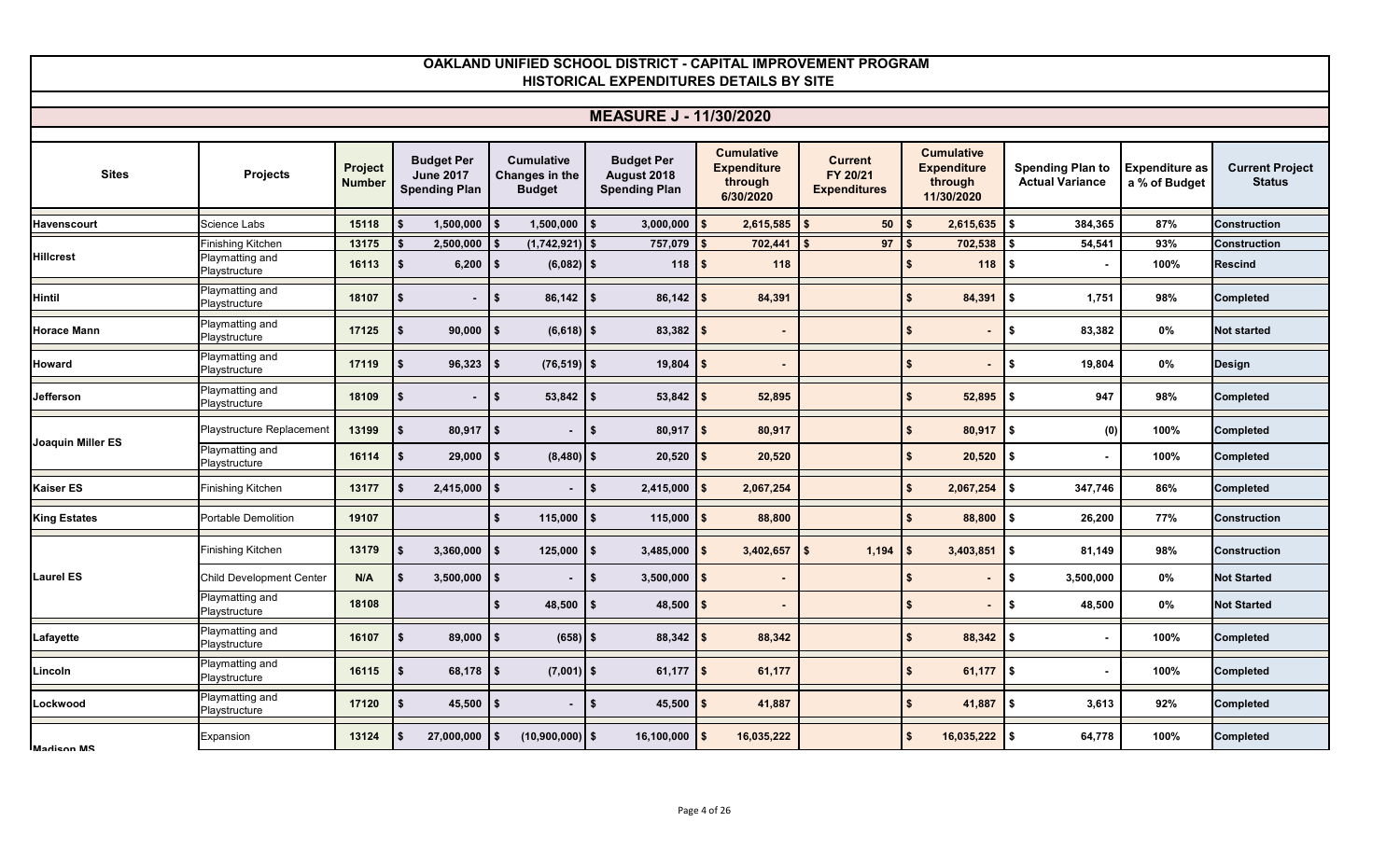# OAKLAND UNIFIED SCHOOL DISTRICT - CAPITAL IMPROVEMENT PROGRAM
## HISTORICAL EXPENDITURES DETAILS BY SITE

### MEASURE J - 11/30/2020

| Sites | Projects | Project Number | Budget Per June 2017 Spending Plan | Cumulative Changes in the Budget | Budget Per August 2018 Spending Plan | Cumulative Expenditure through 6/30/2020 | Current FY 20/21 Expenditures | Cumulative Expenditure through 11/30/2020 | Spending Plan to Actual Variance | Expenditure as a % of Budget | Current Project Status |
|---|---|---|---|---|---|---|---|---|---|---|---|
| Havenscourt | Science Labs | 15118 | $ 1,500,000 | $ 1,500,000 | $ 3,000,000 | $ 2,615,585 | $ 50 | $ 2,615,635 | $ 384,365 | 87% | Construction |
| Hillcrest | Finishing Kitchen | 13175 | $ 2,500,000 | $ (1,742,921) | $ 757,079 | $ 702,441 | $ 97 | $ 702,538 | $ 54,541 | 93% | Construction |
| | Playmatting and Playstructure | 16113 | $ 6,200 | $ (6,082) | $ 118 | $ 118 | | $ 118 | $ - | 100% | Rescind |
| Hintil | Playmatting and Playstructure | 18107 | $ - | $ 86,142 | $ 86,142 | $ 84,391 | | $ 84,391 | $ 1,751 | 98% | Completed |
| Horace Mann | Playmatting and Playstructure | 17125 | $ 90,000 | $ (6,618) | $ 83,382 | $ - | | $ - | $ 83,382 | 0% | Not started |
| Howard | Playmatting and Playstructure | 17119 | $ 96,323 | $ (76,519) | $ 19,804 | $ - | | $ - | $ 19,804 | 0% | Design |
| Jefferson | Playmatting and Playstructure | 18109 | $ - | $ 53,842 | $ 53,842 | $ 52,895 | | $ 52,895 | $ 947 | 98% | Completed |
| Joaquin Miller ES | Playstructure Replacement | 13199 | $ 80,917 | $ - | $ 80,917 | $ 80,917 | | $ 80,917 | $ (0) | 100% | Completed |
| | Playmatting and Playstructure | 16114 | $ 29,000 | $ (8,480) | $ 20,520 | $ 20,520 | | $ 20,520 | $ - | 100% | Completed |
| Kaiser ES | Finishing Kitchen | 13177 | $ 2,415,000 | $ - | $ 2,415,000 | $ 2,067,254 | | $ 2,067,254 | $ 347,746 | 86% | Completed |
| King Estates | Portable Demolition | 19107 | | $ 115,000 | $ 115,000 | $ 88,800 | | $ 88,800 | $ 26,200 | 77% | Construction |
| Laurel ES | Finishing Kitchen | 13179 | $ 3,360,000 | $ 125,000 | $ 3,485,000 | $ 3,402,657 | $ 1,194 | $ 3,403,851 | $ 81,149 | 98% | Construction |
| | Child Development Center | N/A | $ 3,500,000 | $ - | $ 3,500,000 | $ - | | $ - | $ 3,500,000 | 0% | Not Started |
| | Playmatting and Playstructure | 18108 | | $ 48,500 | $ 48,500 | $ - | | $ - | $ 48,500 | 0% | Not Started |
| Lafayette | Playmatting and Playstructure | 16107 | $ 89,000 | $ (658) | $ 88,342 | $ 88,342 | | $ 88,342 | $ - | 100% | Completed |
| Lincoln | Playmatting and Playstructure | 16115 | $ 68,178 | $ (7,001) | $ 61,177 | $ 61,177 | | $ 61,177 | $ - | 100% | Completed |
| Lockwood | Playmatting and Playstructure | 17120 | $ 45,500 | $ - | $ 45,500 | $ 41,887 | | $ 41,887 | $ 3,613 | 92% | Completed |
| Madison MS | Expansion | 13124 | $ 27,000,000 | $ (10,900,000) | $ 16,100,000 | $ 16,035,222 | | $ 16,035,222 | $ 64,778 | 100% | Completed |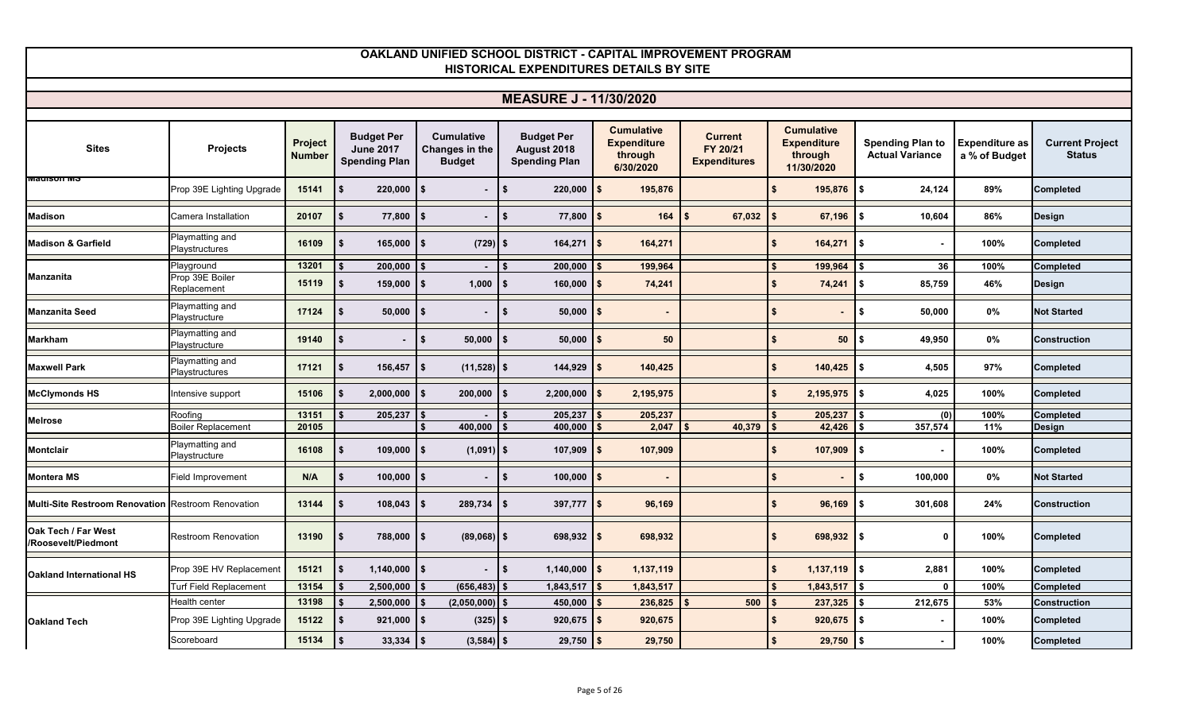# OAKLAND UNIFIED SCHOOL DISTRICT - CAPITAL IMPROVEMENT PROGRAM
## HISTORICAL EXPENDITURES DETAILS BY SITE

### MEASURE J - 11/30/2020

| Sites | Projects | Project Number | Budget Per June 2017 Spending Plan | Cumulative Changes in the Budget | Budget Per August 2018 Spending Plan | Cumulative Expenditure through 6/30/2020 | Current FY 20/21 Expenditures | Cumulative Expenditure through 11/30/2020 | Spending Plan to Actual Variance | Expenditure as a % of Budget | Current Project Status |
|---|---|---|---|---|---|---|---|---|---|---|---|
| Madison MS | Prop 39E Lighting Upgrade | 15141 | $ 220,000 | $ - | $ 220,000 | $ 195,876 | | $ 195,876 | $ 24,124 | 89% | Completed |
| Madison | Camera Installation | 20107 | $ 77,800 | $ - | $ 77,800 | $ 164 | $ 67,032 | $ 67,196 | $ 10,604 | 86% | Design |
| Madison & Garfield | Playmatting and Playstructures | 16109 | $ 165,000 | $ (729) | $ 164,271 | $ 164,271 | | $ 164,271 | $ - | 100% | Completed |
| Manzanita | Playground | 13201 | $ 200,000 | $ - | $ 200,000 | $ 199,964 | | $ 199,964 | $ 36 | 100% | Completed |
| | Prop 39E Boiler Replacement | 15119 | $ 159,000 | $ 1,000 | $ 160,000 | $ 74,241 | | $ 74,241 | $ 85,759 | 46% | Design |
| Manzanita Seed | Playmatting and Playstructure | 17124 | $ 50,000 | $ - | $ 50,000 | $ - | | $ - | $ 50,000 | 0% | Not Started |
| Markham | Playmatting and Playstructure | 19140 | $ - | $ 50,000 | $ 50,000 | $ 50 | | $ 50 | $ 49,950 | 0% | Construction |
| Maxwell Park | Playmatting and Playstructures | 17121 | $ 156,457 | $ (11,528) | $ 144,929 | $ 140,425 | | $ 140,425 | $ 4,505 | 97% | Completed |
| McClymonds HS | Intensive support | 15106 | $ 2,000,000 | $ 200,000 | $ 2,200,000 | $ 2,195,975 | | $ 2,195,975 | $ 4,025 | 100% | Completed |
| Melrose | Roofing | 13151 | $ 205,237 | $ - | $ 205,237 | $ 205,237 | | $ 205,237 | $ (0) | 100% | Completed |
| | Boiler Replacement | 20105 | | $ 400,000 | $ 400,000 | $ 2,047 | $ 40,379 | $ 42,426 | $ 357,574 | 11% | Design |
| Montclair | Playmatting and Playstructure | 16108 | $ 109,000 | $ (1,091) | $ 107,909 | $ 107,909 | | $ 107,909 | $ - | 100% | Completed |
| Montera MS | Field Improvement | N/A | $ 100,000 | $ - | $ 100,000 | $ - | | $ - | $ 100,000 | 0% | Not Started |
| Multi-Site Restroom Renovation | Restroom Renovation | 13144 | $ 108,043 | $ 289,734 | $ 397,777 | $ 96,169 | | $ 96,169 | $ 301,608 | 24% | Construction |
| Oak Tech / Far West /Roosevelt/Piedmont | Restroom Renovation | 13190 | $ 788,000 | $ (89,068) | $ 698,932 | $ 698,932 | | $ 698,932 | $ 0 | 100% | Completed |
| Oakland International HS | Prop 39E HV Replacement | 15121 | $ 1,140,000 | $ - | $ 1,140,000 | $ 1,137,119 | | $ 1,137,119 | $ 2,881 | 100% | Completed |
| | Turf Field Replacement | 13154 | $ 2,500,000 | $ (656,483) | $ 1,843,517 | $ 1,843,517 | | $ 1,843,517 | $ 0 | 100% | Completed |
| Oakland Tech | Health center | 13198 | $ 2,500,000 | $ (2,050,000) | $ 450,000 | $ 236,825 | $ 500 | $ 237,325 | $ 212,675 | 53% | Construction |
| | Prop 39E Lighting Upgrade | 15122 | $ 921,000 | $ (325) | $ 920,675 | $ 920,675 | | $ 920,675 | $ - | 100% | Completed |
| | Scoreboard | 15134 | $ 33,334 | $ (3,584) | $ 29,750 | $ 29,750 | | $ 29,750 | $ - | 100% | Completed |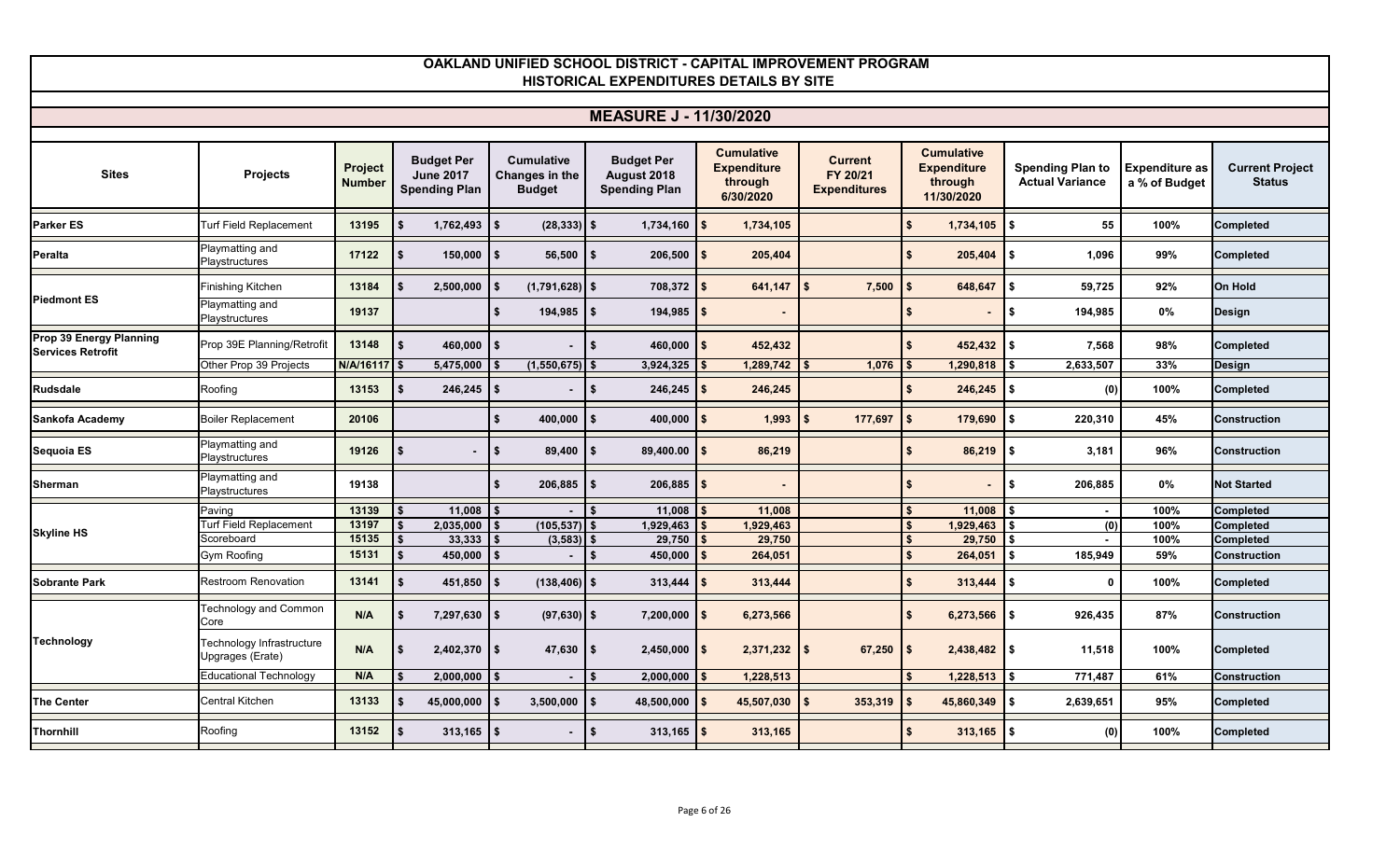# OAKLAND UNIFIED SCHOOL DISTRICT - CAPITAL IMPROVEMENT PROGRAM
## HISTORICAL EXPENDITURES DETAILS BY SITE

## MEASURE J - 11/30/2020

| Sites | Projects | Project Number | Budget Per June 2017 Spending Plan | Cumulative Changes in the Budget | Budget Per August 2018 Spending Plan | Cumulative Expenditure through 6/30/2020 | Current FY 20/21 Expenditures | Cumulative Expenditure through 11/30/2020 | Spending Plan to Actual Variance | Expenditure as a % of Budget | Current Project Status |
|---|---|---|---|---|---|---|---|---|---|---|---|
| Parker ES | Turf Field Replacement | 13195 | $ 1,762,493 | $ (28,333) | $ 1,734,160 | $ 1,734,105 | | $ 1,734,105 | $ 55 | 100% | Completed |
| Peralta | Playmatting and Playstructures | 17122 | $ 150,000 | $ 56,500 | $ 206,500 | $ 205,404 | | $ 205,404 | $ 1,096 | 99% | Completed |
| Piedmont ES | Finishing Kitchen | 13184 | $ 2,500,000 | $ (1,791,628) | $ 708,372 | $ 641,147 | $ 7,500 | $ 648,647 | $ 59,725 | 92% | On Hold |
| | Playmatting and Playstructures | 19137 | | $ 194,985 | $ 194,985 | $ - | | $ - | $ 194,985 | 0% | Design |
| Prop 39 Energy Planning Services Retrofit | Prop 39E Planning/Retrofit | 13148 | $ 460,000 | $ - | $ 460,000 | $ 452,432 | | $ 452,432 | $ 7,568 | 98% | Completed |
| | Other Prop 39 Projects | N/A/16117 | $ 5,475,000 | $ (1,550,675) | $ 3,924,325 | $ 1,289,742 | $ 1,076 | $ 1,290,818 | $ 2,633,507 | 33% | Design |
| Rudsdale | Roofing | 13153 | $ 246,245 | $ - | $ 246,245 | $ 246,245 | | $ 246,245 | $ (0) | 100% | Completed |
| Sankofa Academy | Boiler Replacement | 20106 | | $ 400,000 | $ 400,000 | $ 1,993 | $ 177,697 | $ 179,690 | $ 220,310 | 45% | Construction |
| Sequoia ES | Playmatting and Playstructures | 19126 | $ - | $ 89,400 | $ 89,400.00 | $ 86,219 | | $ 86,219 | $ 3,181 | 96% | Construction |
| Sherman | Playmatting and Playstructures | 19138 | | $ 206,885 | $ 206,885 | $ - | | $ - | $ 206,885 | 0% | Not Started |
| Skyline HS | Paving | 13139 | $ 11,008 | $ - | $ 11,008 | $ 11,008 | | $ 11,008 | $ - | 100% | Completed |
| | Turf Field Replacement | 13197 | $ 2,035,000 | $ (105,537) | $ 1,929,463 | $ 1,929,463 | | $ 1,929,463 | $ (0) | 100% | Completed |
| | Scoreboard | 15135 | $ 33,333 | $ (3,583) | $ 29,750 | $ 29,750 | | $ 29,750 | $ - | 100% | Completed |
| | Gym Roofing | 15131 | $ 450,000 | $ - | $ 450,000 | $ 264,051 | | $ 264,051 | $ 185,949 | 59% | Construction |
| Sobrante Park | Restroom Renovation | 13141 | $ 451,850 | $ (138,406) | $ 313,444 | $ 313,444 | | $ 313,444 | $ 0 | 100% | Completed |
| Technology | Technology and Common Core | N/A | $ 7,297,630 | $ (97,630) | $ 7,200,000 | $ 6,273,566 | | $ 6,273,566 | $ 926,435 | 87% | Construction |
| | Technology Infrastructure Upgrages (Erate) | N/A | $ 2,402,370 | $ 47,630 | $ 2,450,000 | $ 2,371,232 | $ 67,250 | $ 2,438,482 | $ 11,518 | 100% | Completed |
| | Educational Technology | N/A | $ 2,000,000 | $ - | $ 2,000,000 | $ 1,228,513 | | $ 1,228,513 | $ 771,487 | 61% | Construction |
| The Center | Central Kitchen | 13133 | $ 45,000,000 | $ 3,500,000 | $ 48,500,000 | $ 45,507,030 | $ 353,319 | $ 45,860,349 | $ 2,639,651 | 95% | Completed |
| Thornhill | Roofing | 13152 | $ 313,165 | $ - | $ 313,165 | $ 313,165 | | $ 313,165 | $ (0) | 100% | Completed |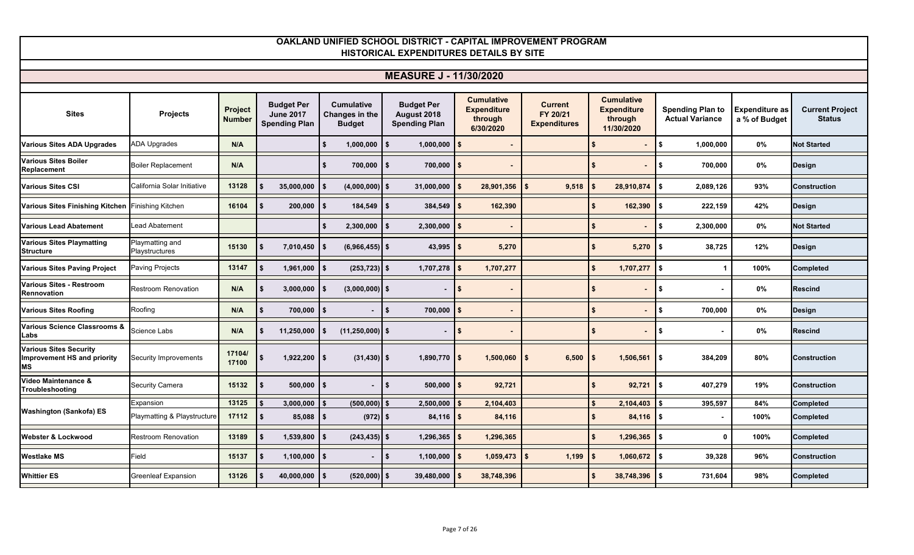# OAKLAND UNIFIED SCHOOL DISTRICT - CAPITAL IMPROVEMENT PROGRAM
## HISTORICAL EXPENDITURES DETAILS BY SITE

### MEASURE J - 11/30/2020

| Sites | Projects | Project Number | Budget Per June 2017 Spending Plan | Cumulative Changes in the Budget | Budget Per August 2018 Spending Plan | Cumulative Expenditure through 6/30/2020 | Current FY 20/21 Expenditures | Cumulative Expenditure through 11/30/2020 | Spending Plan to Actual Variance | Expenditure as a % of Budget | Current Project Status |
|---|---|---|---|---|---|---|---|---|---|---|---|
| **Various Sites ADA Upgrades** | ADA Upgrades | N/A | | $ 1,000,000 | $ 1,000,000 | $ - | | $ - | $ 1,000,000 | 0% | Not Started |
| **Various Sites Boiler Replacement** | Boiler Replacement | N/A | | $ 700,000 | $ 700,000 | $ - | | $ - | $ 700,000 | 0% | Design |
| **Various Sites CSI** | California Solar Initiative | 13128 | $ 35,000,000 | $ (4,000,000) | $ 31,000,000 | $ 28,901,356 | $ 9,518 | $ 28,910,874 | $ 2,089,126 | 93% | Construction |
| **Various Sites Finishing Kitchen** | Finishing Kitchen | 16104 | $ 200,000 | $ 184,549 | $ 384,549 | $ 162,390 | | $ 162,390 | $ 222,159 | 42% | Design |
| **Various Lead Abatement** | Lead Abatement | | | $ 2,300,000 | $ 2,300,000 | $ - | | $ - | $ 2,300,000 | 0% | Not Started |
| **Various Sites Playmatting Structure** | Playmatting and Playstructures | 15130 | $ 7,010,450 | $ (6,966,455) | $ 43,995 | $ 5,270 | | $ 5,270 | $ 38,725 | 12% | Design |
| **Various Sites Paving Project** | Paving Projects | 13147 | $ 1,961,000 | $ (253,723) | $ 1,707,278 | $ 1,707,277 | | $ 1,707,277 | $ 1 | 100% | Completed |
| **Various Sites - Restroom Rennovation** | Restroom Renovation | N/A | $ 3,000,000 | $ (3,000,000) | $ - | $ - | | $ - | $ - | 0% | Rescind |
| **Various Sites Roofing** | Roofing | N/A | $ 700,000 | $ - | $ 700,000 | $ - | | $ - | $ 700,000 | 0% | Design |
| **Various Science Classrooms & Labs** | Science Labs | N/A | $ 11,250,000 | $ (11,250,000) | $ - | $ - | | $ - | $ - | 0% | Rescind |
| **Various Sites Security Improvement HS and priority MS** | Security Improvements | 17104/ 17100 | $ 1,922,200 | $ (31,430) | $ 1,890,770 | $ 1,500,060 | $ 6,500 | $ 1,506,561 | $ 384,209 | 80% | Construction |
| **Video Maintenance & Troubleshooting** | Security Camera | 15132 | $ 500,000 | $ - | $ 500,000 | $ 92,721 | | $ 92,721 | $ 407,279 | 19% | Construction |
| **Washington (Sankofa) ES** | Expansion | 13125 | $ 3,000,000 | $ (500,000) | $ 2,500,000 | $ 2,104,403 | | $ 2,104,403 | $ 395,597 | 84% | Completed |
| | Playmatting & Playstructure | 17112 | $ 85,088 | $ (972) | $ 84,116 | $ 84,116 | | $ 84,116 | $ - | 100% | Completed |
| **Webster & Lockwood** | Restroom Renovation | 13189 | $ 1,539,800 | $ (243,435) | $ 1,296,365 | $ 1,296,365 | | $ 1,296,365 | $ 0 | 100% | Completed |
| **Westlake MS** | Field | 15137 | $ 1,100,000 | $ - | $ 1,100,000 | $ 1,059,473 | $ 1,199 | $ 1,060,672 | $ 39,328 | 96% | Construction |
| **Whittier ES** | Greenleaf Expansion | 13126 | $ 40,000,000 | $ (520,000) | $ 39,480,000 | $ 38,748,396 | | $ 38,748,396 | $ 731,604 | 98% | Completed |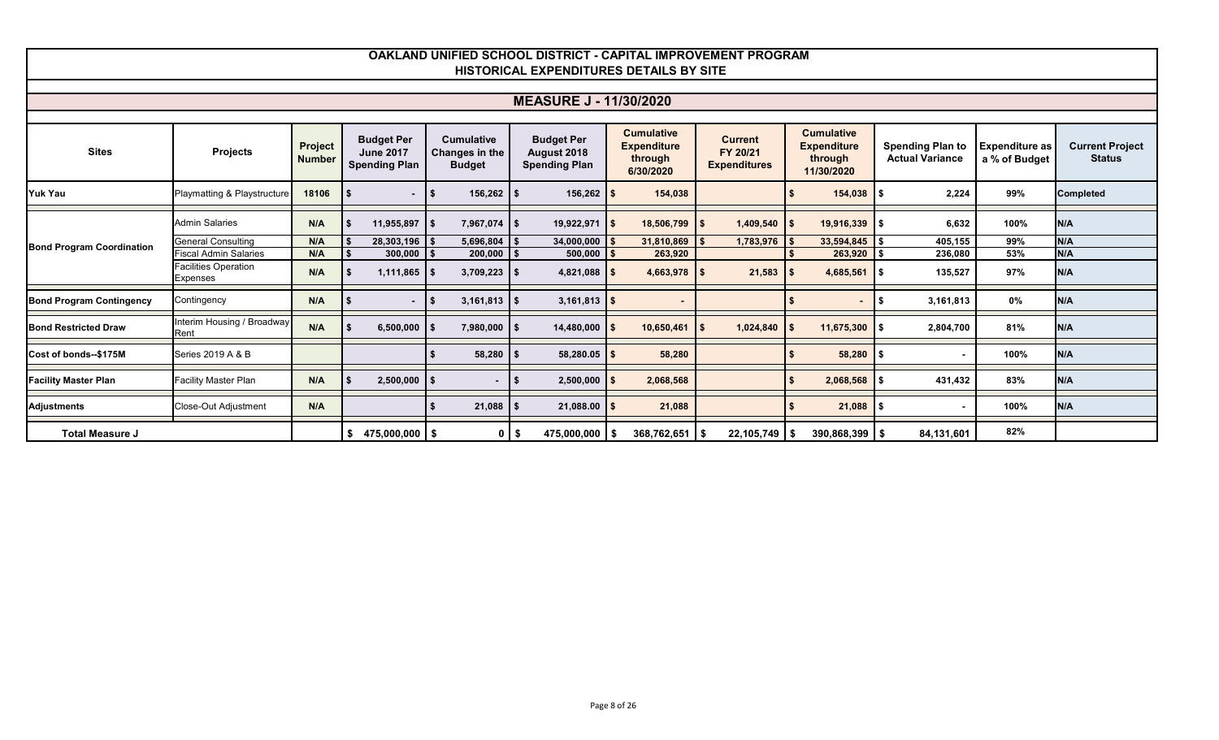# OAKLAND UNIFIED SCHOOL DISTRICT - CAPITAL IMPROVEMENT PROGRAM
## HISTORICAL EXPENDITURES DETAILS BY SITE

## MEASURE J - 11/30/2020

| Sites | Projects | Project Number | Budget Per June 2017 Spending Plan | Cumulative Changes in the Budget | Budget Per August 2018 Spending Plan | Cumulative Expenditure through 6/30/2020 | Current FY 20/21 Expenditures | Cumulative Expenditure through 11/30/2020 | Spending Plan to Actual Variance | Expenditure as a % of Budget | Current Project Status |
|---|---|---|---|---|---|---|---|---|---|---|---|
| **Yuk Yau** | Playmatting & Playstructure | 18106 | $ - | $ 156,262 | $ 156,262 | $ 154,038 | | $ 154,038 | $ 2,224 | 99% | Completed |
| **Bond Program Coordination** | Admin Salaries | N/A | $ 11,955,897 | $ 7,967,074 | $ 19,922,971 | $ 18,506,799 | $ 1,409,540 | $ 19,916,339 | $ 6,632 | 100% | N/A |
| | General Consulting | N/A | $ 28,303,196 | $ 5,696,804 | $ 34,000,000 | $ 31,810,869 | $ 1,783,976 | $ 33,594,845 | $ 405,155 | 99% | N/A |
| | Fiscal Admin Salaries | N/A | $ 300,000 | $ 200,000 | $ 500,000 | $ 263,920 | | $ 263,920 | $ 236,080 | 53% | N/A |
| | Facilities Operation Expenses | N/A | $ 1,111,865 | $ 3,709,223 | $ 4,821,088 | $ 4,663,978 | $ 21,583 | $ 4,685,561 | $ 135,527 | 97% | N/A |
| **Bond Program Contingency** | Contingency | N/A | $ - | $ 3,161,813 | $ 3,161,813 | $ - | | $ - | $ 3,161,813 | 0% | N/A |
| **Bond Restricted Draw** | Interim Housing / Broadway Rent | N/A | $ 6,500,000 | $ 7,980,000 | $ 14,480,000 | $ 10,650,461 | $ 1,024,840 | $ 11,675,300 | $ 2,804,700 | 81% | N/A |
| **Cost of bonds--$175M** | Series 2019 A & B | | | $ 58,280 | $ 58,280.05 | $ 58,280 | | $ 58,280 | $ - | 100% | N/A |
| **Facility Master Plan** | Facility Master Plan | N/A | $ 2,500,000 | $ - | $ 2,500,000 | $ 2,068,568 | | $ 2,068,568 | $ 431,432 | 83% | N/A |
| **Adjustments** | Close-Out Adjustment | N/A | | $ 21,088 | $ 21,088.00 | $ 21,088 | | $ 21,088 | $ - | 100% | N/A |
| **Total Measure J** | | | $ 475,000,000 | $ 0 | $ 475,000,000 | $ 368,762,651 | $ 22,105,749 | $ 390,868,399 | $ 84,131,601 | 82% | |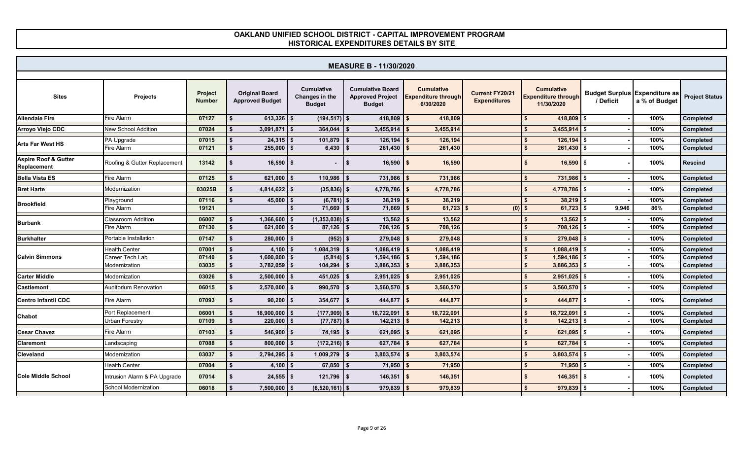# OAKLAND UNIFIED SCHOOL DISTRICT - CAPITAL IMPROVEMENT PROGRAM
## HISTORICAL EXPENDITURES DETAILS BY SITE

### MEASURE B - 11/30/2020

| Sites | Projects | Project Number | Original Board Approved Budget | Cumulative Changes in the Budget | Cumulative Board Approved Project Budget | Cumulative Expenditure through 6/30/2020 | Current FY20/21 Expenditures | Cumulative Expenditure through 11/30/2020 | Budget Surplus / Deficit | Expenditure as a % of Budget | Project Status |
|---|---|---|---|---|---|---|---|---|---|---|---|
| Allendale Fire | Fire Alarm | 07127 | $ 613,326 | $ (194,517) | $ 418,809 | $ 418,809 | | $ 418,809 | $ - | 100% | Completed |
| Arroyo Viejo CDC | New School Addition | 07024 | $ 3,091,871 | $ 364,044 | $ 3,455,914 | $ 3,455,914 | | $ 3,455,914 | $ - | 100% | Completed |
| Arts Far West HS | PA Upgrade | 07015 | $ 24,315 | $ 101,879 | $ 126,194 | $ 126,194 | | $ 126,194 | $ - | 100% | Completed |
| | Fire Alarm | 07121 | $ 255,000 | $ 6,430 | $ 261,430 | $ 261,430 | | $ 261,430 | $ - | 100% | Completed |
| Aspire Roof & Gutter Replacement | Roofing & Gutter Replacement | 13142 | $ 16,590 | $ - | $ 16,590 | $ 16,590 | | $ 16,590 | $ - | 100% | Rescind |
| Bella Vista ES | Fire Alarm | 07125 | $ 621,000 | $ 110,986 | $ 731,986 | $ 731,986 | | $ 731,986 | $ - | 100% | Completed |
| Bret Harte | Modernization | 03025B | $ 4,814,622 | $ (35,836) | $ 4,778,786 | $ 4,778,786 | | $ 4,778,786 | $ - | 100% | Completed |
| Brookfield | Playground | 07116 | $ 45,000 | $ (6,781) | $ 38,219 | $ 38,219 | | $ 38,219 | $ - | 100% | Completed |
| | Fire Alarm | 19121 | | $ 71,669 | $ 71,669 | $ 61,723 | $ (0) | $ 61,723 | $ 9,946 | 86% | Completed |
| Burbank | Classroom Addition | 06007 | $ 1,366,600 | $ (1,353,038) | $ 13,562 | $ 13,562 | | $ 13,562 | $ - | 100% | Completed |
| | Fire Alarm | 07130 | $ 621,000 | $ 87,126 | $ 708,126 | $ 708,126 | | $ 708,126 | $ - | 100% | Completed |
| Burkhalter | Portable Installation | 07147 | $ 280,000 | $ (952) | $ 279,048 | $ 279,048 | | $ 279,048 | $ - | 100% | Completed |
| Calvin Simmons | Health Center | 07001 | $ 4,100 | $ 1,084,319 | $ 1,088,419 | $ 1,088,419 | | $ 1,088,419 | $ - | 100% | Completed |
| | Career Tech Lab | 07140 | $ 1,600,000 | $ (5,814) | $ 1,594,186 | $ 1,594,186 | | $ 1,594,186 | $ - | 100% | Completed |
| | Modernization | 03035 | $ 3,782,059 | $ 104,294 | $ 3,886,353 | $ 3,886,353 | | $ 3,886,353 | $ - | 100% | Completed |
| Carter Middle | Modernization | 03026 | $ 2,500,000 | $ 451,025 | $ 2,951,025 | $ 2,951,025 | | $ 2,951,025 | $ - | 100% | Completed |
| Castlemont | Auditorium Renovation | 06015 | $ 2,570,000 | $ 990,570 | $ 3,560,570 | $ 3,560,570 | | $ 3,560,570 | $ - | 100% | Completed |
| Centro Infantil CDC | Fire Alarm | 07093 | $ 90,200 | $ 354,677 | $ 444,877 | $ 444,877 | | $ 444,877 | $ - | 100% | Completed |
| Chabot | Port Replacement | 06001 | $ 18,900,000 | $ (177,909) | $ 18,722,091 | $ 18,722,091 | | $ 18,722,091 | $ - | 100% | Completed |
| | Urban Forestry | 07109 | $ 220,000 | $ (77,787) | $ 142,213 | $ 142,213 | | $ 142,213 | $ - | 100% | Completed |
| Cesar Chavez | Fire Alarm | 07103 | $ 546,900 | $ 74,195 | $ 621,095 | $ 621,095 | | $ 621,095 | $ - | 100% | Completed |
| Claremont | Landscaping | 07088 | $ 800,000 | $ (172,216) | $ 627,784 | $ 627,784 | | $ 627,784 | $ - | 100% | Completed |
| Cleveland | Modernization | 03037 | $ 2,794,295 | $ 1,009,279 | $ 3,803,574 | $ 3,803,574 | | $ 3,803,574 | $ - | 100% | Completed |
| Cole Middle School | Health Center | 07004 | $ 4,100 | $ 67,850 | $ 71,950 | $ 71,950 | | $ 71,950 | $ - | 100% | Completed |
| | Intrusion Alarm & PA Upgrade | 07014 | $ 24,555 | $ 121,796 | $ 146,351 | $ 146,351 | | $ 146,351 | $ - | 100% | Completed |
| | School Modernization | 06018 | $ 7,500,000 | $ (6,520,161) | $ 979,839 | $ 979,839 | | $ 979,839 | $ - | 100% | Completed |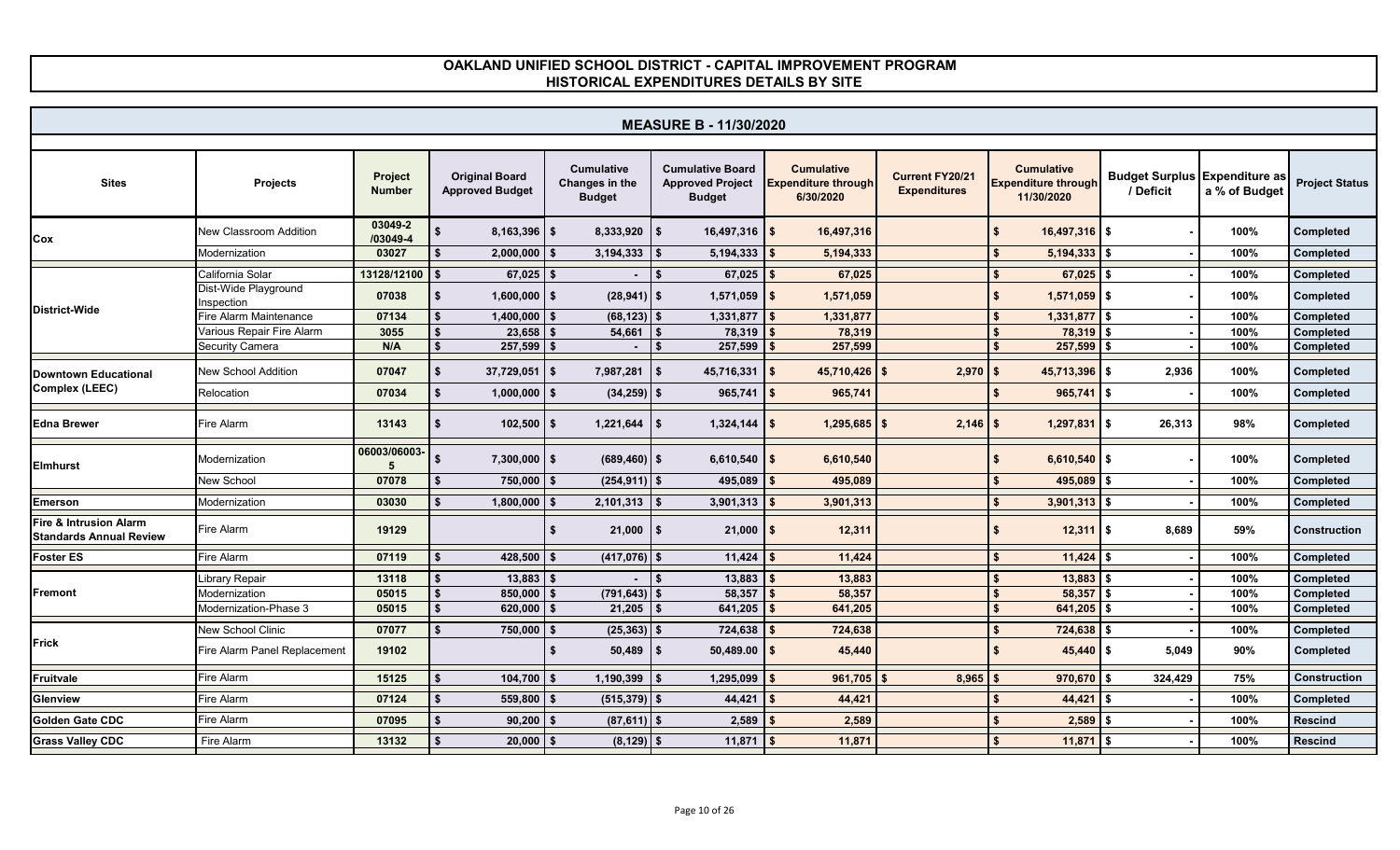# OAKLAND UNIFIED SCHOOL DISTRICT - CAPITAL IMPROVEMENT PROGRAM
## HISTORICAL EXPENDITURES DETAILS BY SITE

### MEASURE B - 11/30/2020

| Sites | Projects | Project Number | Original Board Approved Budget | Cumulative Changes in the Budget | Cumulative Board Approved Project Budget | Cumulative Expenditure through 6/30/2020 | Current FY20/21 Expenditures | Cumulative Expenditure through 11/30/2020 | Budget Surplus / Deficit | Expenditure as a % of Budget | Project Status |
|---|---|---|---|---|---|---|---|---|---|---|---|
| Cox | New Classroom Addition | 03049-2 /03049-4 | $ 8,163,396 | $ 8,333,920 | $ 16,497,316 | $ 16,497,316 | | $ 16,497,316 | $ - | 100% | Completed |
| | Modernization | 03027 | $ 2,000,000 | $ 3,194,333 | $ 5,194,333 | $ 5,194,333 | | $ 5,194,333 | $ - | 100% | Completed |
| District-Wide | California Solar | 13128/12100 | $ 67,025 | $ - | $ 67,025 | $ 67,025 | | $ 67,025 | $ - | 100% | Completed |
| | Dist-Wide Playground Inspection | 07038 | $ 1,600,000 | $ (28,941) | $ 1,571,059 | $ 1,571,059 | | $ 1,571,059 | $ - | 100% | Completed |
| | Fire Alarm Maintenance | 07134 | $ 1,400,000 | $ (68,123) | $ 1,331,877 | $ 1,331,877 | | $ 1,331,877 | $ - | 100% | Completed |
| | Various Repair Fire Alarm | 3055 | $ 23,658 | $ 54,661 | $ 78,319 | $ 78,319 | | $ 78,319 | $ - | 100% | Completed |
| | Security Camera | N/A | $ 257,599 | $ - | $ 257,599 | $ 257,599 | | $ 257,599 | $ - | 100% | Completed |
| Downtown Educational Complex (LEEC) | New School Addition | 07047 | $ 37,729,051 | $ 7,987,281 | $ 45,716,331 | $ 45,710,426 | $ 2,970 | $ 45,713,396 | $ 2,936 | 100% | Completed |
| | Relocation | 07034 | $ 1,000,000 | $ (34,259) | $ 965,741 | $ 965,741 | | $ 965,741 | $ - | 100% | Completed |
| Edna Brewer | Fire Alarm | 13143 | $ 102,500 | $ 1,221,644 | $ 1,324,144 | $ 1,295,685 | $ 2,146 | $ 1,297,831 | $ 26,313 | 98% | Completed |
| Elmhurst | Modernization | 06003/06003-5 | $ 7,300,000 | $ (689,460) | $ 6,610,540 | $ 6,610,540 | | $ 6,610,540 | $ - | 100% | Completed |
| | New School | 07078 | $ 750,000 | $ (254,911) | $ 495,089 | $ 495,089 | | $ 495,089 | $ - | 100% | Completed |
| Emerson | Modernization | 03030 | $ 1,800,000 | $ 2,101,313 | $ 3,901,313 | $ 3,901,313 | | $ 3,901,313 | $ - | 100% | Completed |
| Fire & Intrusion Alarm Standards Annual Review | Fire Alarm | 19129 | | $ 21,000 | $ 21,000 | $ 12,311 | | $ 12,311 | $ 8,689 | 59% | Construction |
| Foster ES | Fire Alarm | 07119 | $ 428,500 | $ (417,076) | $ 11,424 | $ 11,424 | | $ 11,424 | $ - | 100% | Completed |
| Fremont | Library Repair | 13118 | $ 13,883 | $ - | $ 13,883 | $ 13,883 | | $ 13,883 | $ - | 100% | Completed |
| | Modernization | 05015 | $ 850,000 | $ (791,643) | $ 58,357 | $ 58,357 | | $ 58,357 | $ - | 100% | Completed |
| | Modernization-Phase 3 | 05015 | $ 620,000 | $ 21,205 | $ 641,205 | $ 641,205 | | $ 641,205 | $ - | 100% | Completed |
| Frick | New School Clinic | 07077 | $ 750,000 | $ (25,363) | $ 724,638 | $ 724,638 | | $ 724,638 | $ - | 100% | Completed |
| | Fire Alarm Panel Replacement | 19102 | | $ 50,489 | $ 50,489.00 | $ 45,440 | | $ 45,440 | $ 5,049 | 90% | Completed |
| Fruitvale | Fire Alarm | 15125 | $ 104,700 | $ 1,190,399 | $ 1,295,099 | $ 961,705 | $ 8,965 | $ 970,670 | $ 324,429 | 75% | Construction |
| Glenview | Fire Alarm | 07124 | $ 559,800 | $ (515,379) | $ 44,421 | $ 44,421 | | $ 44,421 | $ - | 100% | Completed |
| Golden Gate CDC | Fire Alarm | 07095 | $ 90,200 | $ (87,611) | $ 2,589 | $ 2,589 | | $ 2,589 | $ - | 100% | Rescind |
| Grass Valley CDC | Fire Alarm | 13132 | $ 20,000 | $ (8,129) | $ 11,871 | $ 11,871 | | $ 11,871 | $ - | 100% | Rescind |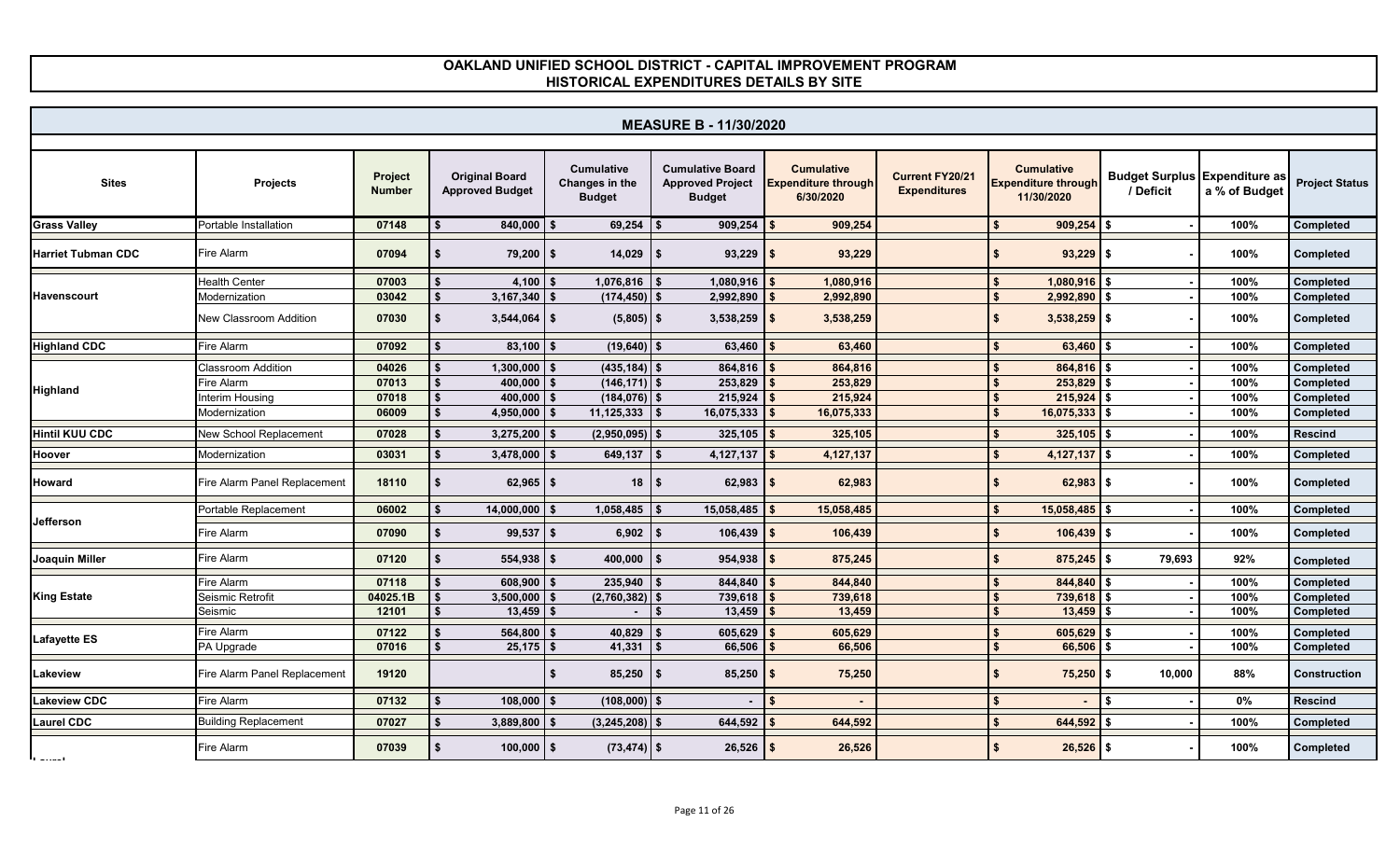# OAKLAND UNIFIED SCHOOL DISTRICT - CAPITAL IMPROVEMENT PROGRAM
## HISTORICAL EXPENDITURES DETAILS BY SITE

### MEASURE B - 11/30/2020

| Sites | Projects | Project Number | Original Board Approved Budget | Cumulative Changes in the Budget | Cumulative Board Approved Project Budget | Cumulative Expenditure through 6/30/2020 | Current FY20/21 Expenditures | Cumulative Expenditure through 11/30/2020 | Budget Surplus / Deficit | Expenditure as a % of Budget | Project Status |
|---|---|---|---|---|---|---|---|---|---|---|---|
| Grass Valley | Portable Installation | 07148 | $ 840,000 | $ 69,254 | $ 909,254 | $ 909,254 | | $ 909,254 | $ - | 100% | Completed |
| Harriet Tubman CDC | Fire Alarm | 07094 | $ 79,200 | $ 14,029 | $ 93,229 | $ 93,229 | | $ 93,229 | $ - | 100% | Completed |
| Havenscourt | Health Center | 07003 | $ 4,100 | $ 1,076,816 | $ 1,080,916 | $ 1,080,916 | | $ 1,080,916 | $ - | 100% | Completed |
| | Modernization | 03042 | $ 3,167,340 | $ (174,450) | $ 2,992,890 | $ 2,992,890 | | $ 2,992,890 | $ - | 100% | Completed |
| | New Classroom Addition | 07030 | $ 3,544,064 | $ (5,805) | $ 3,538,259 | $ 3,538,259 | | $ 3,538,259 | $ - | 100% | Completed |
| Highland CDC | Fire Alarm | 07092 | $ 83,100 | $ (19,640) | $ 63,460 | $ 63,460 | | $ 63,460 | $ - | 100% | Completed |
| Highland | Classroom Addition | 04026 | $ 1,300,000 | $ (435,184) | $ 864,816 | $ 864,816 | | $ 864,816 | $ - | 100% | Completed |
| | Fire Alarm | 07013 | $ 400,000 | $ (146,171) | $ 253,829 | $ 253,829 | | $ 253,829 | $ - | 100% | Completed |
| | Interim Housing | 07018 | $ 400,000 | $ (184,076) | $ 215,924 | $ 215,924 | | $ 215,924 | $ - | 100% | Completed |
| | Modernization | 06009 | $ 4,950,000 | $ 11,125,333 | $ 16,075,333 | $ 16,075,333 | | $ 16,075,333 | $ - | 100% | Completed |
| Hintil KUU CDC | New School Replacement | 07028 | $ 3,275,200 | $ (2,950,095) | $ 325,105 | $ 325,105 | | $ 325,105 | $ - | 100% | Rescind |
| Hoover | Modernization | 03031 | $ 3,478,000 | $ 649,137 | $ 4,127,137 | $ 4,127,137 | | $ 4,127,137 | $ - | 100% | Completed |
| Howard | Fire Alarm Panel Replacement | 18110 | $ 62,965 | $ 18 | $ 62,983 | $ 62,983 | | $ 62,983 | $ - | 100% | Completed |
| Jefferson | Portable Replacement | 06002 | $ 14,000,000 | $ 1,058,485 | $ 15,058,485 | $ 15,058,485 | | $ 15,058,485 | $ - | 100% | Completed |
| | Fire Alarm | 07090 | $ 99,537 | $ 6,902 | $ 106,439 | $ 106,439 | | $ 106,439 | $ - | 100% | Completed |
| Joaquin Miller | Fire Alarm | 07120 | $ 554,938 | $ 400,000 | $ 954,938 | $ 875,245 | | $ 875,245 | $ 79,693 | 92% | Completed |
| King Estate | Fire Alarm | 07118 | $ 608,900 | $ 235,940 | $ 844,840 | $ 844,840 | | $ 844,840 | $ - | 100% | Completed |
| | Seismic Retrofit | 04025.1B | $ 3,500,000 | $ (2,760,382) | $ 739,618 | $ 739,618 | | $ 739,618 | $ - | 100% | Completed |
| | Seismic | 12101 | $ 13,459 | $ - | $ 13,459 | $ 13,459 | | $ 13,459 | $ - | 100% | Completed |
| Lafayette ES | Fire Alarm | 07122 | $ 564,800 | $ 40,829 | $ 605,629 | $ 605,629 | | $ 605,629 | $ - | 100% | Completed |
| | PA Upgrade | 07016 | $ 25,175 | $ 41,331 | $ 66,506 | $ 66,506 | | $ 66,506 | $ - | 100% | Completed |
| Lakeview | Fire Alarm Panel Replacement | 19120 | | $ 85,250 | $ 85,250 | $ 75,250 | | $ 75,250 | $ 10,000 | 88% | Construction |
| Lakeview CDC | Fire Alarm | 07132 | $ 108,000 | $ (108,000) | $ - | $ - | | $ - | $ - | 0% | Rescind |
| Laurel CDC | Building Replacement | 07027 | $ 3,889,800 | $ (3,245,208) | $ 644,592 | $ 644,592 | | $ 644,592 | $ - | 100% | Completed |
| Laurel | Fire Alarm | 07039 | $ 100,000 | $ (73,474) | $ 26,526 | $ 26,526 | | $ 26,526 | $ - | 100% | Completed |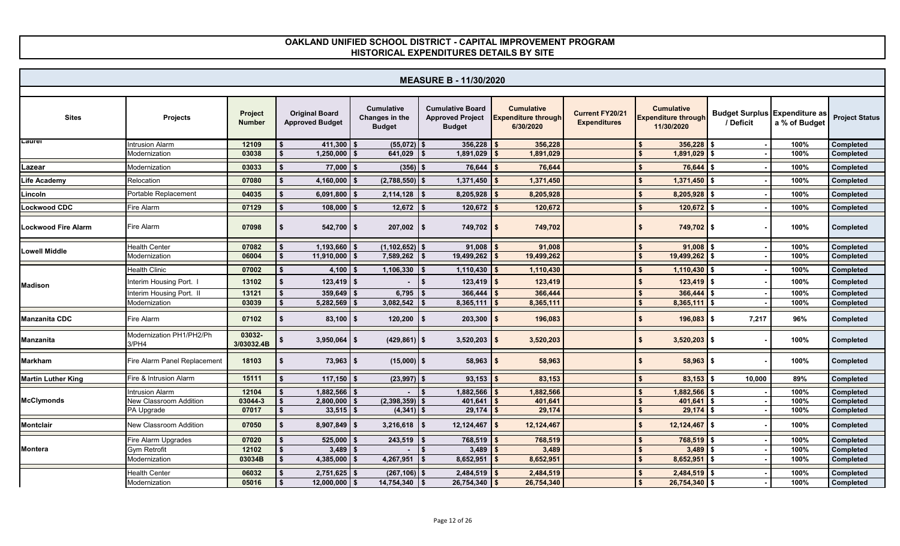# OAKLAND UNIFIED SCHOOL DISTRICT - CAPITAL IMPROVEMENT PROGRAM
## HISTORICAL EXPENDITURES DETAILS BY SITE

### MEASURE B - 11/30/2020

| Sites | Projects | Project Number | Original Board Approved Budget | Cumulative Changes in the Budget | Cumulative Board Approved Project Budget | Cumulative Expenditure through 6/30/2020 | Current FY20/21 Expenditures | Cumulative Expenditure through 11/30/2020 | Budget Surplus / Deficit | Expenditure as a % of Budget | Project Status |
|---|---|---|---|---|---|---|---|---|---|---|---|
| Laurel | Intrusion Alarm | 12109 | $ 411,300 | $ (55,072) | $ 356,228 | $ 356,228 | | $ 356,228 | $ - | 100% | Completed |
| | Modernization | 03038 | $ 1,250,000 | $ 641,029 | $ 1,891,029 | $ 1,891,029 | | $ 1,891,029 | $ - | 100% | Completed |
| Lazear | Modernization | 03033 | $ 77,000 | $ (356) | $ 76,644 | $ 76,644 | | $ 76,644 | $ - | 100% | Completed |
| Life Academy | Relocation | 07080 | $ 4,160,000 | $ (2,788,550) | $ 1,371,450 | $ 1,371,450 | | $ 1,371,450 | $ - | 100% | Completed |
| Lincoln | Portable Replacement | 04035 | $ 6,091,800 | $ 2,114,128 | $ 8,205,928 | $ 8,205,928 | | $ 8,205,928 | $ - | 100% | Completed |
| Lockwood CDC | Fire Alarm | 07129 | $ 108,000 | $ 12,672 | $ 120,672 | $ 120,672 | | $ 120,672 | $ - | 100% | Completed |
| Lockwood Fire Alarm | Fire Alarm | 07098 | $ 542,700 | $ 207,002 | $ 749,702 | $ 749,702 | | $ 749,702 | $ - | 100% | Completed |
| Lowell Middle | Health Center | 07082 | $ 1,193,660 | $ (1,102,652) | $ 91,008 | $ 91,008 | | $ 91,008 | $ - | 100% | Completed |
| | Modernization | 06004 | $ 11,910,000 | $ 7,589,262 | $ 19,499,262 | $ 19,499,262 | | $ 19,499,262 | $ - | 100% | Completed |
| Madison | Health Clinic | 07002 | $ 4,100 | $ 1,106,330 | $ 1,110,430 | $ 1,110,430 | | $ 1,110,430 | $ - | 100% | Completed |
| | Interim Housing Port. I | 13102 | $ 123,419 | $ - | $ 123,419 | $ 123,419 | | $ 123,419 | $ - | 100% | Completed |
| | Interim Housing Port. II | 13121 | $ 359,649 | $ 6,795 | $ 366,444 | $ 366,444 | | $ 366,444 | $ - | 100% | Completed |
| | Modernization | 03039 | $ 5,282,569 | $ 3,082,542 | $ 8,365,111 | $ 8,365,111 | | $ 8,365,111 | $ - | 100% | Completed |
| Manzanita CDC | Fire Alarm | 07102 | $ 83,100 | $ 120,200 | $ 203,300 | $ 196,083 | | $ 196,083 | $ 7,217 | 96% | Completed |
| Manzanita | Modernization PH1/PH2/Ph 3/PH4 | 03032-3/03032.4B | $ 3,950,064 | $ (429,861) | $ 3,520,203 | $ 3,520,203 | | $ 3,520,203 | $ - | 100% | Completed |
| Markham | Fire Alarm Panel Replacement | 18103 | $ 73,963 | $ (15,000) | $ 58,963 | $ 58,963 | | $ 58,963 | $ - | 100% | Completed |
| Martin Luther King | Fire & Intrusion Alarm | 15111 | $ 117,150 | $ (23,997) | $ 93,153 | $ 83,153 | | $ 83,153 | $ 10,000 | 89% | Completed |
| McClymonds | Intrusion Alarm | 12104 | $ 1,882,566 | $ - | $ 1,882,566 | $ 1,882,566 | | $ 1,882,566 | $ - | 100% | Completed |
| | New Classroom Addition | 03044-3 | $ 2,800,000 | $ (2,398,359) | $ 401,641 | $ 401,641 | | $ 401,641 | $ - | 100% | Completed |
| | PA Upgrade | 07017 | $ 33,515 | $ (4,341) | $ 29,174 | $ 29,174 | | $ 29,174 | $ - | 100% | Completed |
| Montclair | New Classroom Addition | 07050 | $ 8,907,849 | $ 3,216,618 | $ 12,124,467 | $ 12,124,467 | | $ 12,124,467 | $ - | 100% | Completed |
| Montera | Fire Alarm Upgrades | 07020 | $ 525,000 | $ 243,519 | $ 768,519 | $ 768,519 | | $ 768,519 | $ - | 100% | Completed |
| | Gym Retrofit | 12102 | $ 3,489 | $ - | $ 3,489 | $ 3,489 | | $ 3,489 | $ - | 100% | Completed |
| | Modernization | 03034B | $ 4,385,000 | $ 4,267,951 | $ 8,652,951 | $ 8,652,951 | | $ 8,652,951 | $ - | 100% | Completed |
| | Health Center | 06032 | $ 2,751,625 | $ (267,106) | $ 2,484,519 | $ 2,484,519 | | $ 2,484,519 | $ - | 100% | Completed |
| | Modernization | 05016 | $ 12,000,000 | $ 14,754,340 | $ 26,754,340 | $ 26,754,340 | | $ 26,754,340 | $ - | 100% | Completed |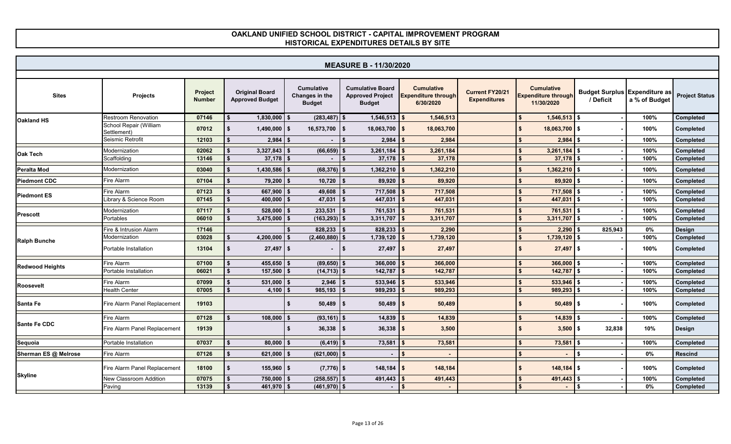# OAKLAND UNIFIED SCHOOL DISTRICT - CAPITAL IMPROVEMENT PROGRAM
## HISTORICAL EXPENDITURES DETAILS BY SITE

### MEASURE B - 11/30/2020

| Sites | Projects | Project Number | Original Board Approved Budget | Cumulative Changes in the Budget | Cumulative Board Approved Project Budget | Cumulative Expenditure through 6/30/2020 | Current FY20/21 Expenditures | Cumulative Expenditure through 11/30/2020 | Budget Surplus / Deficit | Expenditure as a % of Budget | Project Status |
|---|---|---|---|---|---|---|---|---|---|---|---|
| Oakland HS | Restroom Renovation | 07146 | $ 1,830,000 | $ (283,487) | $ 1,546,513 | $ 1,546,513 | | $ 1,546,513 | $ - | 100% | Completed |
| | School Repair (William Settlement) | 07012 | $ 1,490,000 | $ 16,573,700 | $ 18,063,700 | $ 18,063,700 | | $ 18,063,700 | $ - | 100% | Completed |
| | Seismic Retrofit | 12103 | $ 2,984 | $ - | $ 2,984 | $ 2,984 | | $ 2,984 | $ - | 100% | Completed |
| Oak Tech | Modernization | 02062 | $ 3,327,843 | $ (66,659) | $ 3,261,184 | $ 3,261,184 | | $ 3,261,184 | $ - | 100% | Completed |
| | Scaffolding | 13146 | $ 37,178 | $ - | $ 37,178 | $ 37,178 | | $ 37,178 | $ - | 100% | Completed |
| Peralta Mod | Modernization | 03040 | $ 1,430,586 | $ (68,376) | $ 1,362,210 | $ 1,362,210 | | $ 1,362,210 | $ - | 100% | Completed |
| Piedmont CDC | Fire Alarm | 07104 | $ 79,200 | $ 10,720 | $ 89,920 | $ 89,920 | | $ 89,920 | $ - | 100% | Completed |
| Piedmont ES | Fire Alarm | 07123 | $ 667,900 | $ 49,608 | $ 717,508 | $ 717,508 | | $ 717,508 | $ - | 100% | Completed |
| | Library & Science Room | 07145 | $ 400,000 | $ 47,031 | $ 447,031 | $ 447,031 | | $ 447,031 | $ - | 100% | Completed |
| Prescott | Modernization | 07117 | $ 528,000 | $ 233,531 | $ 761,531 | $ 761,531 | | $ 761,531 | $ - | 100% | Completed |
| | Portables | 06010 | $ 3,475,000 | $ (163,293) | $ 3,311,707 | $ 3,311,707 | | $ 3,311,707 | $ - | 100% | Completed |
| Ralph Bunche | Fire & Intrusion Alarm | 17146 | | $ 828,233 | $ 828,233 | $ 2,290 | | $ 2,290 | $ 825,943 | 0% | Design |
| | Modernization | 03028 | $ 4,200,000 | $ (2,460,880) | $ 1,739,120 | $ 1,739,120 | | $ 1,739,120 | $ - | 100% | Completed |
| | Portable Installation | 13104 | $ 27,497 | $ - | $ 27,497 | $ 27,497 | | $ 27,497 | $ - | 100% | Completed |
| Redwood Heights | Fire Alarm | 07100 | $ 455,650 | $ (89,650) | $ 366,000 | $ 366,000 | | $ 366,000 | $ - | 100% | Completed |
| | Portable Installation | 06021 | $ 157,500 | $ (14,713) | $ 142,787 | $ 142,787 | | $ 142,787 | $ - | 100% | Completed |
| Roosevelt | Fire Alarm | 07099 | $ 531,000 | $ 2,946 | $ 533,946 | $ 533,946 | | $ 533,946 | $ - | 100% | Completed |
| | Health Center | 07005 | $ 4,100 | $ 985,193 | $ 989,293 | $ 989,293 | | $ 989,293 | $ - | 100% | Completed |
| Santa Fe | Fire Alarm Panel Replacement | 19103 | | $ 50,489 | $ 50,489 | $ 50,489 | | $ 50,489 | $ - | 100% | Completed |
| Sante Fe CDC | Fire Alarm | 07128 | $ 108,000 | $ (93,161) | $ 14,839 | $ 14,839 | | $ 14,839 | $ - | 100% | Completed |
| | Fire Alarm Panel Replacement | 19139 | | $ 36,338 | $ 36,338 | $ 3,500 | | $ 3,500 | $ 32,838 | 10% | Design |
| Sequoia | Portable Installation | 07037 | $ 80,000 | $ (6,419) | $ 73,581 | $ 73,581 | | $ 73,581 | $ - | 100% | Completed |
| Sherman ES @ Melrose | Fire Alarm | 07126 | $ 621,000 | $ (621,000) | $ - | $ - | | $ - | $ - | 0% | Rescind |
| Skyline | Fire Alarm Panel Replacement | 18100 | $ 155,960 | $ (7,776) | $ 148,184 | $ 148,184 | | $ 148,184 | $ - | 100% | Completed |
| | New Classroom Addition | 07075 | $ 750,000 | $ (258,557) | $ 491,443 | $ 491,443 | | $ 491,443 | $ - | 100% | Completed |
| | Paving | 13139 | $ 461,970 | $ (461,970) | $ - | $ - | | $ - | $ - | 0% | Completed |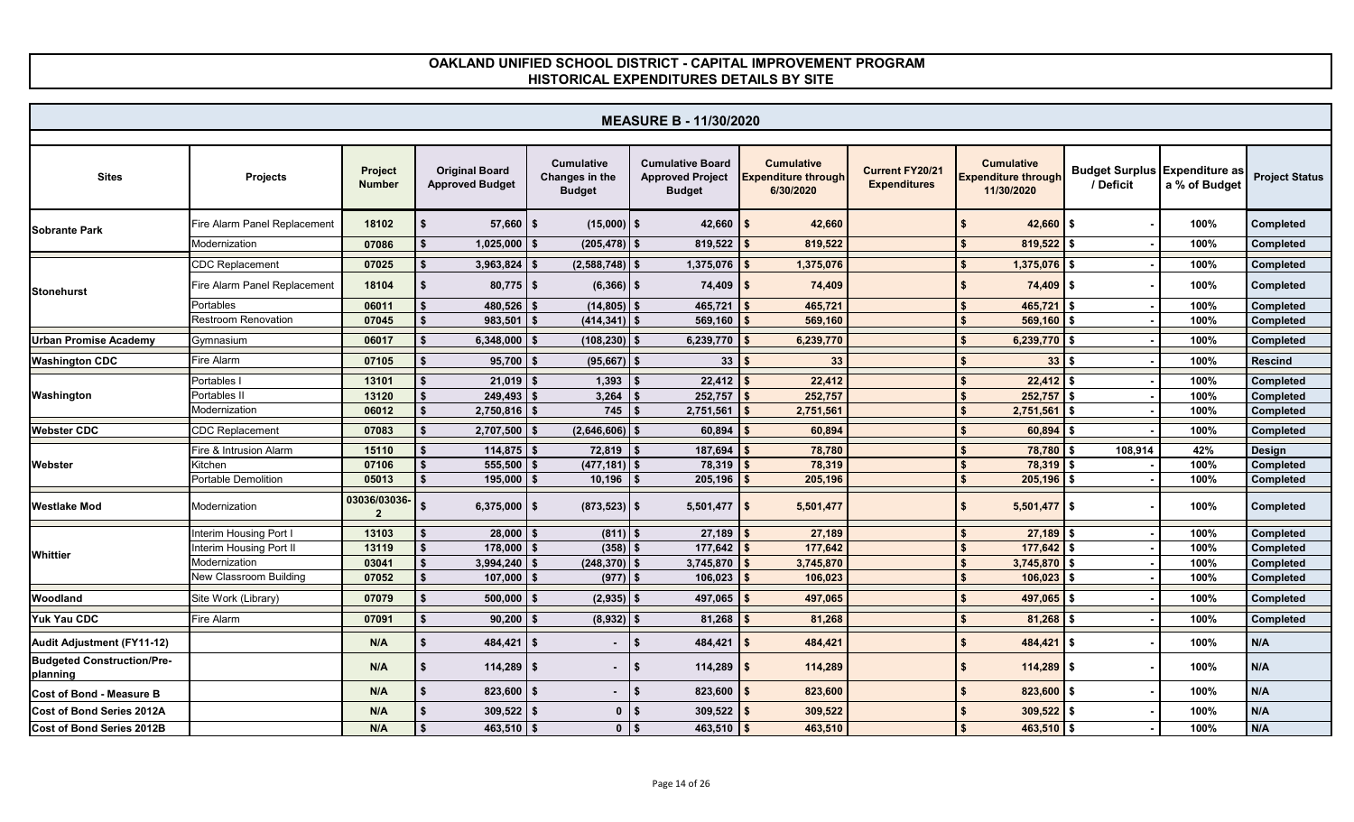# OAKLAND UNIFIED SCHOOL DISTRICT - CAPITAL IMPROVEMENT PROGRAM
## HISTORICAL EXPENDITURES DETAILS BY SITE

### MEASURE B - 11/30/2020

| Sites | Projects | Project Number | Original Board Approved Budget | Cumulative Changes in the Budget | Cumulative Board Approved Project Budget | Cumulative Expenditure through 6/30/2020 | Current FY20/21 Expenditures | Cumulative Expenditure through 11/30/2020 | Budget Surplus / Deficit | Expenditure as a % of Budget | Project Status |
|---|---|---|---|---|---|---|---|---|---|---|---|
| Sobrante Park | Fire Alarm Panel Replacement | 18102 | $ 57,660 | $ (15,000) | $ 42,660 | $ 42,660 | | $ 42,660 | $ - | 100% | Completed |
| | Modernization | 07086 | $ 1,025,000 | $ (205,478) | $ 819,522 | $ 819,522 | | $ 819,522 | $ - | 100% | Completed |
| Stonehurst | CDC Replacement | 07025 | $ 3,963,824 | $ (2,588,748) | $ 1,375,076 | $ 1,375,076 | | $ 1,375,076 | $ - | 100% | Completed |
| | Fire Alarm Panel Replacement | 18104 | $ 80,775 | $ (6,366) | $ 74,409 | $ 74,409 | | $ 74,409 | $ - | 100% | Completed |
| | Portables | 06011 | $ 480,526 | $ (14,805) | $ 465,721 | $ 465,721 | | $ 465,721 | $ - | 100% | Completed |
| | Restroom Renovation | 07045 | $ 983,501 | $ (414,341) | $ 569,160 | $ 569,160 | | $ 569,160 | $ - | 100% | Completed |
| Urban Promise Academy | Gymnasium | 06017 | $ 6,348,000 | $ (108,230) | $ 6,239,770 | $ 6,239,770 | | $ 6,239,770 | $ - | 100% | Completed |
| Washington CDC | Fire Alarm | 07105 | $ 95,700 | $ (95,667) | $ 33 | $ 33 | | $ 33 | $ - | 100% | Rescind |
| Washington | Portables I | 13101 | $ 21,019 | $ 1,393 | $ 22,412 | $ 22,412 | | $ 22,412 | $ - | 100% | Completed |
| | Portables II | 13120 | $ 249,493 | $ 3,264 | $ 252,757 | $ 252,757 | | $ 252,757 | $ - | 100% | Completed |
| | Modernization | 06012 | $ 2,750,816 | $ 745 | $ 2,751,561 | $ 2,751,561 | | $ 2,751,561 | $ - | 100% | Completed |
| Webster CDC | CDC Replacement | 07083 | $ 2,707,500 | $ (2,646,606) | $ 60,894 | $ 60,894 | | $ 60,894 | $ - | 100% | Completed |
| Webster | Fire & Intrusion Alarm | 15110 | $ 114,875 | $ 72,819 | $ 187,694 | $ 78,780 | | $ 78,780 | $ 108,914 | 42% | Design |
| | Kitchen | 07106 | $ 555,500 | $ (477,181) | $ 78,319 | $ 78,319 | | $ 78,319 | $ - | 100% | Completed |
| | Portable Demolition | 05013 | $ 195,000 | $ 10,196 | $ 205,196 | $ 205,196 | | $ 205,196 | $ - | 100% | Completed |
| Westlake Mod | Modernization | 03036/03036-2 | $ 6,375,000 | $ (873,523) | $ 5,501,477 | $ 5,501,477 | | $ 5,501,477 | $ - | 100% | Completed |
| Whittier | Interim Housing Port I | 13103 | $ 28,000 | $ (811) | $ 27,189 | $ 27,189 | | $ 27,189 | $ - | 100% | Completed |
| | Interim Housing Port II | 13119 | $ 178,000 | $ (358) | $ 177,642 | $ 177,642 | | $ 177,642 | $ - | 100% | Completed |
| | Modernization | 03041 | $ 3,994,240 | $ (248,370) | $ 3,745,870 | $ 3,745,870 | | $ 3,745,870 | $ - | 100% | Completed |
| | New Classroom Building | 07052 | $ 107,000 | $ (977) | $ 106,023 | $ 106,023 | | $ 106,023 | $ - | 100% | Completed |
| Woodland | Site Work (Library) | 07079 | $ 500,000 | $ (2,935) | $ 497,065 | $ 497,065 | | $ 497,065 | $ - | 100% | Completed |
| Yuk Yau CDC | Fire Alarm | 07091 | $ 90,200 | $ (8,932) | $ 81,268 | $ 81,268 | | $ 81,268 | $ - | 100% | Completed |
| Audit Adjustment (FY11-12) | | N/A | $ 484,421 | $ - | $ 484,421 | $ 484,421 | | $ 484,421 | $ - | 100% | N/A |
| Budgeted Construction/Pre-planning | | N/A | $ 114,289 | $ - | $ 114,289 | $ 114,289 | | $ 114,289 | $ - | 100% | N/A |
| Cost of Bond - Measure B | | N/A | $ 823,600 | $ - | $ 823,600 | $ 823,600 | | $ 823,600 | $ - | 100% | N/A |
| Cost of Bond Series 2012A | | N/A | $ 309,522 | $ 0 | $ 309,522 | $ 309,522 | | $ 309,522 | $ - | 100% | N/A |
| Cost of Bond Series 2012B | | N/A | $ 463,510 | $ 0 | $ 463,510 | $ 463,510 | | $ 463,510 | $ - | 100% | N/A |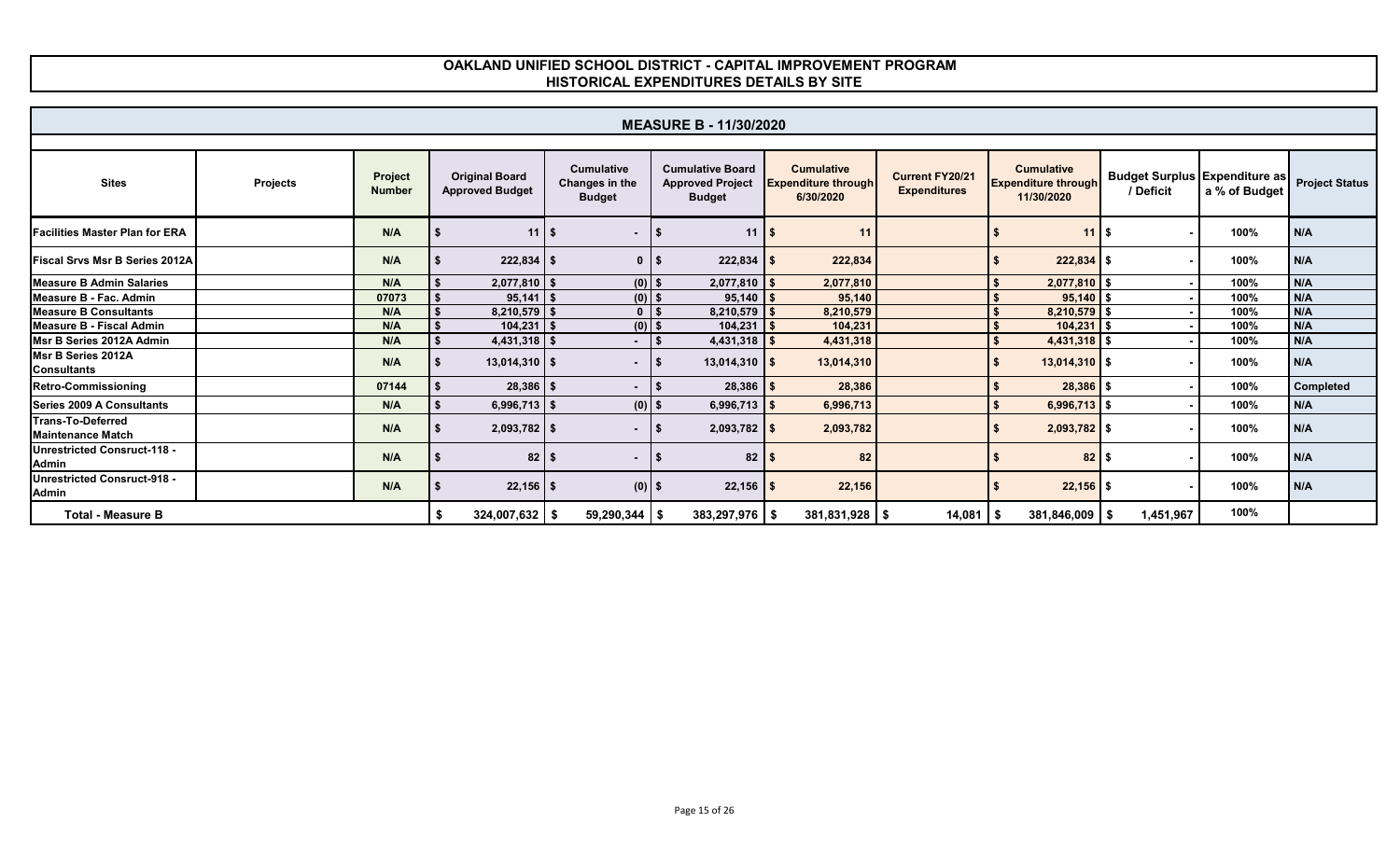# OAKLAND UNIFIED SCHOOL DISTRICT - CAPITAL IMPROVEMENT PROGRAM
## HISTORICAL EXPENDITURES DETAILS BY SITE

| MEASURE B - 11/30/2020 | | | | | | | | | | | |
|---|---|---|---|---|---|---|---|---|---|---|---|
| **Sites** | **Projects** | **Project Number** | **Original Board Approved Budget** | **Cumulative Changes in the Budget** | **Cumulative Board Approved Project Budget** | **Cumulative Expenditure through 6/30/2020** | **Current FY20/21 Expenditures** | **Cumulative Expenditure through 11/30/2020** | **Budget Surplus / Deficit** | **Expenditure as a % of Budget** | **Project Status** |
| **Facilities Master Plan for ERA** | | N/A | $ 11 | $ - | $ 11 | $ 11 | | $ 11 | $ - | 100% | N/A |
| **Fiscal Srvs Msr B Series 2012A** | | N/A | $ 222,834 | $ 0 | $ 222,834 | $ 222,834 | | $ 222,834 | $ - | 100% | N/A |
| **Measure B Admin Salaries** | | N/A | $ 2,077,810 | $ (0) | $ 2,077,810 | $ 2,077,810 | | $ 2,077,810 | $ - | 100% | N/A |
| **Measure B - Fac. Admin** | | 07073 | $ 95,141 | $ (0) | $ 95,140 | $ 95,140 | | $ 95,140 | $ - | 100% | N/A |
| **Measure B Consultants** | | N/A | $ 8,210,579 | $ 0 | $ 8,210,579 | $ 8,210,579 | | $ 8,210,579 | $ - | 100% | N/A |
| **Measure B - Fiscal Admin** | | N/A | $ 104,231 | $ (0) | $ 104,231 | $ 104,231 | | $ 104,231 | $ - | 100% | N/A |
| **Msr B Series 2012A Admin** | | N/A | $ 4,431,318 | $ - | $ 4,431,318 | $ 4,431,318 | | $ 4,431,318 | $ - | 100% | N/A |
| **Msr B Series 2012A Consultants** | | N/A | $ 13,014,310 | $ - | $ 13,014,310 | $ 13,014,310 | | $ 13,014,310 | $ - | 100% | N/A |
| **Retro-Commissioning** | | 07144 | $ 28,386 | $ - | $ 28,386 | $ 28,386 | | $ 28,386 | $ - | 100% | **Completed** |
| **Series 2009 A Consultants** | | N/A | $ 6,996,713 | $ (0) | $ 6,996,713 | $ 6,996,713 | | $ 6,996,713 | $ - | 100% | N/A |
| **Trans-To-Deferred Maintenance Match** | | N/A | $ 2,093,782 | $ - | $ 2,093,782 | $ 2,093,782 | | $ 2,093,782 | $ - | 100% | N/A |
| **Unrestricted Consruct-118 - Admin** | | N/A | $ 82 | $ - | $ 82 | $ 82 | | $ 82 | $ - | 100% | N/A |
| **Unrestricted Consruct-918 - Admin** | | N/A | $ 22,156 | $ (0) | $ 22,156 | $ 22,156 | | $ 22,156 | $ - | 100% | N/A |
| **Total - Measure B** | | | $ 324,007,632 | $ 59,290,344 | $ 383,297,976 | $ 381,831,928 | $ 14,081 | $ 381,846,009 | $ 1,451,967 | 100% | |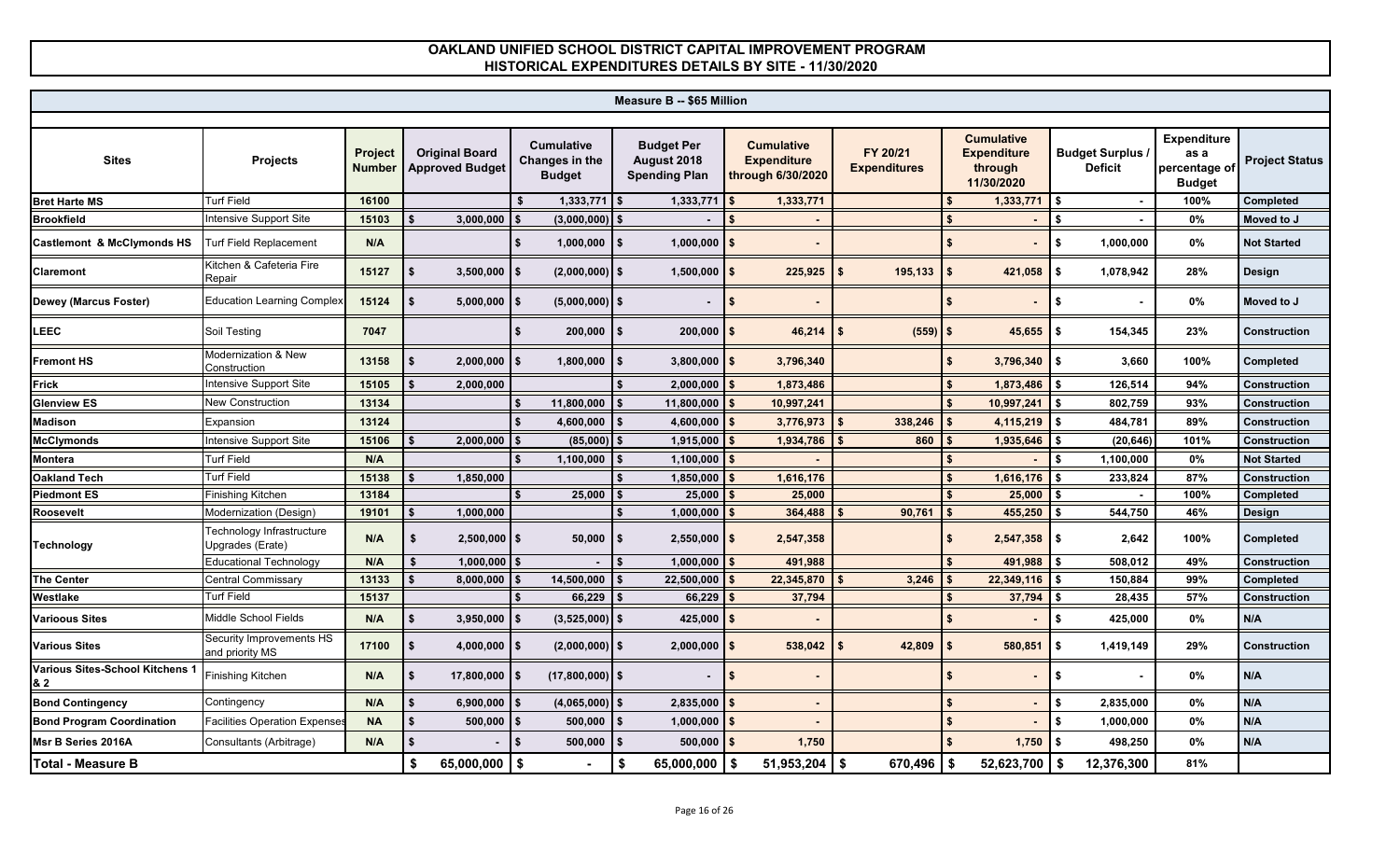# OAKLAND UNIFIED SCHOOL DISTRICT CAPITAL IMPROVEMENT PROGRAM
## HISTORICAL EXPENDITURES DETAILS BY SITE - 11/30/2020

### Measure B -- $65 Million

| Sites | Projects | Project Number | Original Board Approved Budget | Cumulative Changes in the Budget | Budget Per August 2018 Spending Plan | Cumulative Expenditure through 6/30/2020 | FY 20/21 Expenditures | Cumulative Expenditure through 11/30/2020 | Budget Surplus / Deficit | Expenditure as a percentage of Budget | Project Status |
|---|---|---|---|---|---|---|---|---|---|---|---|
| Bret Harte MS | Turf Field | 16100 | | $ 1,333,771 | $ 1,333,771 | $ 1,333,771 | | $ 1,333,771 | $ - | 100% | Completed |
| Brookfield | Intensive Support Site | 15103 | $ 3,000,000 | $ (3,000,000) | $ - | $ - | | $ - | $ - | 0% | Moved to J |
| Castlemont & McClymonds HS | Turf Field Replacement | N/A | | $ 1,000,000 | $ 1,000,000 | $ - | | $ - | $ 1,000,000 | 0% | Not Started |
| Claremont | Kitchen & Cafeteria Fire Repair | 15127 | $ 3,500,000 | $ (2,000,000) | $ 1,500,000 | $ 225,925 | $ 195,133 | $ 421,058 | $ 1,078,942 | 28% | Design |
| Dewey (Marcus Foster) | Education Learning Complex | 15124 | $ 5,000,000 | $ (5,000,000) | $ - | $ - | | $ - | $ - | 0% | Moved to J |
| LEEC | Soil Testing | 7047 | | $ 200,000 | $ 200,000 | $ 46,214 | $ (559) | $ 45,655 | $ 154,345 | 23% | Construction |
| Fremont HS | Modernization & New Construction | 13158 | $ 2,000,000 | $ 1,800,000 | $ 3,800,000 | $ 3,796,340 | | $ 3,796,340 | $ 3,660 | 100% | Completed |
| Frick | Intensive Support Site | 15105 | $ 2,000,000 | | $ 2,000,000 | $ 1,873,486 | | $ 1,873,486 | $ 126,514 | 94% | Construction |
| Glenview ES | New Construction | 13134 | | $ 11,800,000 | $ 11,800,000 | $ 10,997,241 | | $ 10,997,241 | $ 802,759 | 93% | Construction |
| Madison | Expansion | 13124 | | $ 4,600,000 | $ 4,600,000 | $ 3,776,973 | $ 338,246 | $ 4,115,219 | $ 484,781 | 89% | Construction |
| McClymonds | Intensive Support Site | 15106 | $ 2,000,000 | $ (85,000) | $ 1,915,000 | $ 1,934,786 | $ 860 | $ 1,935,646 | $ (20,646) | 101% | Construction |
| Montera | Turf Field | N/A | | $ 1,100,000 | $ 1,100,000 | $ - | | $ - | $ 1,100,000 | 0% | Not Started |
| Oakland Tech | Turf Field | 15138 | $ 1,850,000 | | $ 1,850,000 | $ 1,616,176 | | $ 1,616,176 | $ 233,824 | 87% | Construction |
| Piedmont ES | Finishing Kitchen | 13184 | | $ 25,000 | $ 25,000 | $ 25,000 | | $ 25,000 | $ - | 100% | Completed |
| Roosevelt | Modernization (Design) | 19101 | $ 1,000,000 | | $ 1,000,000 | $ 364,488 | $ 90,761 | $ 455,250 | $ 544,750 | 46% | Design |
| Technology | Technology Infrastructure Upgrades (Erate) | N/A | $ 2,500,000 | $ 50,000 | $ 2,550,000 | $ 2,547,358 | | $ 2,547,358 | $ 2,642 | 100% | Completed |
| | Educational Technology | N/A | $ 1,000,000 | $ - | $ 1,000,000 | $ 491,988 | | $ 491,988 | $ 508,012 | 49% | Construction |
| The Center | Central Commissary | 13133 | $ 8,000,000 | $ 14,500,000 | $ 22,500,000 | $ 22,345,870 | $ 3,246 | $ 22,349,116 | $ 150,884 | 99% | Completed |
| Westlake | Turf Field | 15137 | | $ 66,229 | $ 66,229 | $ 37,794 | | $ 37,794 | $ 28,435 | 57% | Construction |
| Varioous Sites | Middle School Fields | N/A | $ 3,950,000 | $ (3,525,000) | $ 425,000 | $ - | | $ - | $ 425,000 | 0% | N/A |
| Various Sites | Security Improvements HS and priority MS | 17100 | $ 4,000,000 | $ (2,000,000) | $ 2,000,000 | $ 538,042 | $ 42,809 | $ 580,851 | $ 1,419,149 | 29% | Construction |
| Various Sites-School Kitchens 1 & 2 | Finishing Kitchen | N/A | $ 17,800,000 | $ (17,800,000) | $ - | $ - | | $ - | $ - | 0% | N/A |
| Bond Contingency | Contingency | N/A | $ 6,900,000 | $ (4,065,000) | $ 2,835,000 | $ - | | $ - | $ 2,835,000 | 0% | N/A |
| Bond Program Coordination | Facilities Operation Expenses | NA | $ 500,000 | $ 500,000 | $ 1,000,000 | $ - | | $ - | $ 1,000,000 | 0% | N/A |
| Msr B Series 2016A | Consultants (Arbitrage) | N/A | $ - | $ 500,000 | $ 500,000 | $ 1,750 | | $ 1,750 | $ 498,250 | 0% | N/A |
| **Total - Measure B** | | | $ 65,000,000 | $ - | $ 65,000,000 | $ 51,953,204 | $ 670,496 | $ 52,623,700 | $ 12,376,300 | 81% | |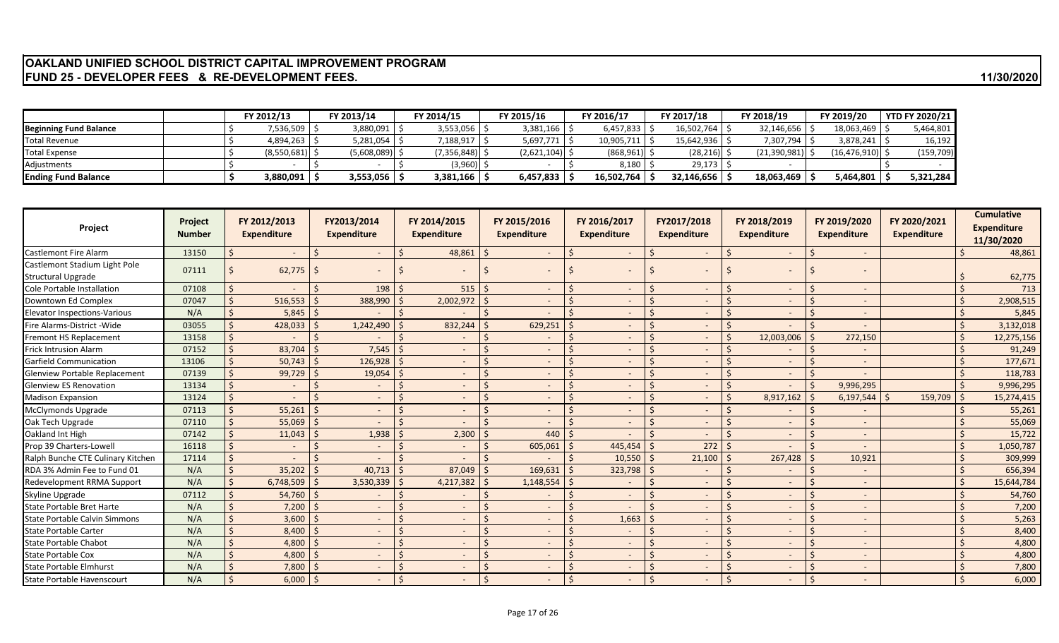# OAKLAND UNIFIED SCHOOL DISTRICT CAPITAL IMPROVEMENT PROGRAM
## FUND 25 - DEVELOPER FEES & RE-DEVELOPMENT FEES.

11/30/2020

| | | FY 2012/13 | FY 2013/14 | FY 2014/15 | FY 2015/16 | FY 2016/17 | FY 2017/18 | FY 2018/19 | FY 2019/20 | YTD FY 2020/21 |
|---|---|---|---|---|---|---|---|---|---|---|
| **Beginning Fund Balance** | | $ 7,536,509 | $ 3,880,091 | $ 3,553,056 | $ 3,381,166 | $ 6,457,833 | $ 16,502,764 | $ 32,146,656 | $ 18,063,469 | $ 5,464,801 |
| Total Revenue | | $ 4,894,263 | $ 5,281,054 | $ 7,188,917 | $ 5,697,771 | $ 10,905,711 | $ 15,642,936 | $ 7,307,794 | $ 3,878,241 | $ 16,192 |
| Total Expense | | $ (8,550,681) | $ (5,608,089) | $ (7,356,848) | $ (2,621,104) | $ (868,961) | $ (28,216) | $ (21,390,981) | $ (16,476,910) | $ (159,709) |
| Adjustments | | $ - | $ - | $ (3,960) | $ - | $ 8,180 | $ 29,173 | $ - | | $ - |
| **Ending Fund Balance** | | **$ 3,880,091** | **$ 3,553,056** | **$ 3,381,166** | **$ 6,457,833** | **$ 16,502,764** | **$ 32,146,656** | **$ 18,063,469** | **$ 5,464,801** | **$ 5,321,284** |

| Project | Project Number | FY 2012/2013 Expenditure | FY2013/2014 Expenditure | FY 2014/2015 Expenditure | FY 2015/2016 Expenditure | FY 2016/2017 Expenditure | FY2017/2018 Expenditure | FY 2018/2019 Expenditure | FY 2019/2020 Expenditure | FY 2020/2021 Expenditure | Cumulative Expenditure 11/30/2020 |
|---|---|---|---|---|---|---|---|---|---|---|---|
| Castlemont Fire Alarm | 13150 | $ - | $ - | $ 48,861 | $ - | $ - | $ - | $ - | $ - | | $ 48,861 |
| Castlemont Stadium Light Pole Structural Upgrade | 07111 | $ 62,775 | $ - | $ - | $ - | $ - | $ - | $ - | $ - | | $ 62,775 |
| Cole Portable Installation | 07108 | $ - | $ 198 | $ 515 | $ - | $ - | $ - | $ - | $ - | | $ 713 |
| Downtown Ed Complex | 07047 | $ 516,553 | $ 388,990 | $ 2,002,972 | $ - | $ - | $ - | $ - | $ - | | $ 2,908,515 |
| Elevator Inspections-Various | N/A | $ 5,845 | $ - | $ - | $ - | $ - | $ - | $ - | $ - | | $ 5,845 |
| Fire Alarms-District -Wide | 03055 | $ 428,033 | $ 1,242,490 | $ 832,244 | $ 629,251 | $ - | $ - | $ - | $ - | | $ 3,132,018 |
| Fremont HS Replacement | 13158 | $ - | $ - | $ - | $ - | $ - | $ - | $ 12,003,006 | $ 272,150 | | $ 12,275,156 |
| Frick Intrusion Alarm | 07152 | $ 83,704 | $ 7,545 | $ - | $ - | $ - | $ - | $ - | $ - | | $ 91,249 |
| Garfield Communication | 13106 | $ 50,743 | $ 126,928 | $ - | $ - | $ - | $ - | $ - | $ - | | $ 177,671 |
| Glenview Portable Replacement | 07139 | $ 99,729 | $ 19,054 | $ - | $ - | $ - | $ - | $ - | $ - | | $ 118,783 |
| Glenview ES Renovation | 13134 | $ - | $ - | $ - | $ - | $ - | $ - | $ - | $ 9,996,295 | | $ 9,996,295 |
| Madison Expansion | 13124 | $ - | $ - | $ - | $ - | $ - | $ - | $ 8,917,162 | $ 6,197,544 | $ 159,709 | $ 15,274,415 |
| McClymonds Upgrade | 07113 | $ 55,261 | $ - | $ - | $ - | $ - | $ - | $ - | $ - | | $ 55,261 |
| Oak Tech Upgrade | 07110 | $ 55,069 | $ - | $ - | $ - | $ - | $ - | $ - | $ - | | $ 55,069 |
| Oakland Int High | 07142 | $ 11,043 | $ 1,938 | $ 2,300 | $ 440 | $ - | $ - | $ - | $ - | | $ 15,722 |
| Prop 39 Charters-Lowell | 16118 | $ - | $ - | $ - | $ 605,061 | $ 445,454 | $ 272 | $ - | $ - | | $ 1,050,787 |
| Ralph Bunche CTE Culinary Kitchen | 17114 | $ - | $ - | $ - | $ - | $ 10,550 | $ 21,100 | $ 267,428 | $ 10,921 | | $ 309,999 |
| RDA 3% Admin Fee to Fund 01 | N/A | $ 35,202 | $ 40,713 | $ 87,049 | $ 169,631 | $ 323,798 | $ - | $ - | $ - | | $ 656,394 |
| Redevelopment RRMA Support | N/A | $ 6,748,509 | $ 3,530,339 | $ 4,217,382 | $ 1,148,554 | $ - | $ - | $ - | $ - | | $ 15,644,784 |
| Skyline Upgrade | 07112 | $ 54,760 | $ - | $ - | $ - | $ - | $ - | $ - | $ - | | $ 54,760 |
| State Portable Bret Harte | N/A | $ 7,200 | $ - | $ - | $ - | $ - | $ - | $ - | $ - | | $ 7,200 |
| State Portable Calvin Simmons | N/A | $ 3,600 | $ - | $ - | $ - | $ 1,663 | $ - | $ - | $ - | | $ 5,263 |
| State Portable Carter | N/A | $ 8,400 | $ - | $ - | $ - | $ - | $ - | $ - | $ - | | $ 8,400 |
| State Portable Chabot | N/A | $ 4,800 | $ - | $ - | $ - | $ - | $ - | $ - | $ - | | $ 4,800 |
| State Portable Cox | N/A | $ 4,800 | $ - | $ - | $ - | $ - | $ - | $ - | $ - | | $ 4,800 |
| State Portable Elmhurst | N/A | $ 7,800 | $ - | $ - | $ - | $ - | $ - | $ - | $ - | | $ 7,800 |
| State Portable Havenscourt | N/A | $ 6,000 | $ - | $ - | $ - | $ - | $ - | $ - | $ - | | $ 6,000 |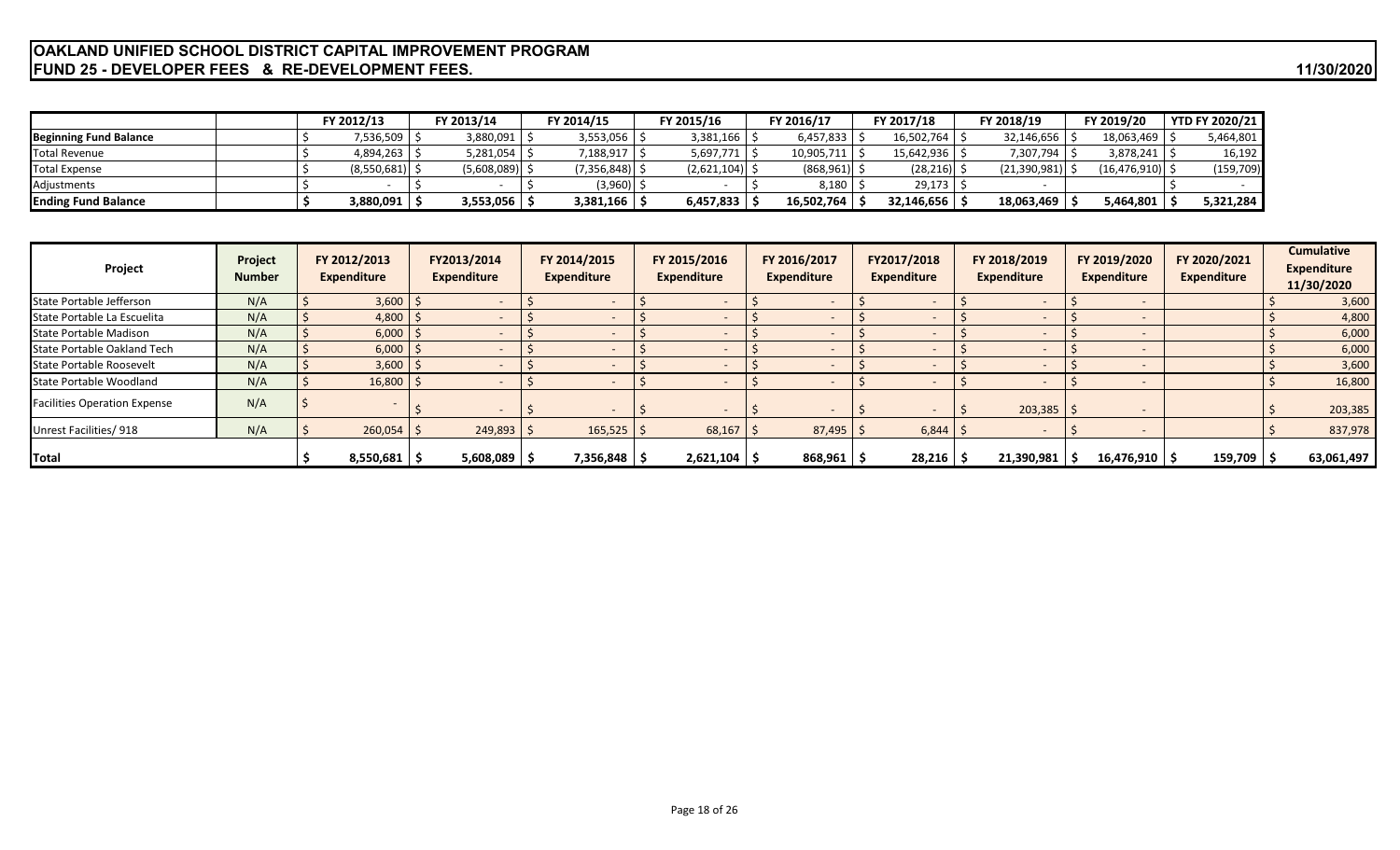# OAKLAND UNIFIED SCHOOL DISTRICT CAPITAL IMPROVEMENT PROGRAM
## FUND 25 - DEVELOPER FEES & RE-DEVELOPMENT FEES.

11/30/2020

| | | FY 2012/13 | FY 2013/14 | FY 2014/15 | FY 2015/16 | FY 2016/17 | FY 2017/18 | FY 2018/19 | FY 2019/20 | YTD FY 2020/21 |
|---|---|---|---|---|---|---|---|---|---|---|
| **Beginning Fund Balance** | | $ 7,536,509 | $ 3,880,091 | $ 3,553,056 | $ 3,381,166 | $ 6,457,833 | $ 16,502,764 | $ 32,146,656 | $ 18,063,469 | $ 5,464,801 |
| Total Revenue | | $ 4,894,263 | $ 5,281,054 | $ 7,188,917 | $ 5,697,771 | $ 10,905,711 | $ 15,642,936 | $ 7,307,794 | $ 3,878,241 | $ 16,192 |
| Total Expense | | $ (8,550,681) | $ (5,608,089) | $ (7,356,848) | $ (2,621,104) | $ (868,961) | $ (28,216) | $ (21,390,981) | $ (16,476,910) | $ (159,709) |
| Adjustments | | $ - | $ - | $ (3,960) | $ - | $ 8,180 | $ 29,173 | $ - | | $ - |
| **Ending Fund Balance** | | **$ 3,880,091** | **$ 3,553,056** | **$ 3,381,166** | **$ 6,457,833** | **$ 16,502,764** | **$ 32,146,656** | **$ 18,063,469** | **$ 5,464,801** | **$ 5,321,284** |

| Project | Project Number | FY 2012/2013 Expenditure | FY2013/2014 Expenditure | FY 2014/2015 Expenditure | FY 2015/2016 Expenditure | FY 2016/2017 Expenditure | FY2017/2018 Expenditure | FY 2018/2019 Expenditure | FY 2019/2020 Expenditure | FY 2020/2021 Expenditure | Cumulative Expenditure 11/30/2020 |
|---|---|---|---|---|---|---|---|---|---|---|---|
| State Portable Jefferson | N/A | $ 3,600 | $ - | $ - | $ - | $ - | $ - | $ - | $ - | | $ 3,600 |
| State Portable La Escuelita | N/A | $ 4,800 | $ - | $ - | $ - | $ - | $ - | $ - | $ - | | $ 4,800 |
| State Portable Madison | N/A | $ 6,000 | $ - | $ - | $ - | $ - | $ - | $ - | $ - | | $ 6,000 |
| State Portable Oakland Tech | N/A | $ 6,000 | $ - | $ - | $ - | $ - | $ - | $ - | $ - | | $ 6,000 |
| State Portable Roosevelt | N/A | $ 3,600 | $ - | $ - | $ - | $ - | $ - | $ - | $ - | | $ 3,600 |
| State Portable Woodland | N/A | $ 16,800 | $ - | $ - | $ - | $ - | $ - | $ - | $ - | | $ 16,800 |
| Facilities Operation Expense | N/A | $ - | $ - | $ - | $ - | $ - | $ - | $ 203,385 | $ - | | $ 203,385 |
| Unrest Facilities/ 918 | N/A | $ 260,054 | $ 249,893 | $ 165,525 | $ 68,167 | $ 87,495 | $ 6,844 | $ - | $ - | | $ 837,978 |
| **Total** | | **$ 8,550,681** | **$ 5,608,089** | **$ 7,356,848** | **$ 2,621,104** | **$ 868,961** | **$ 28,216** | **$ 21,390,981** | **$ 16,476,910** | **$ 159,709** | **$ 63,061,497** |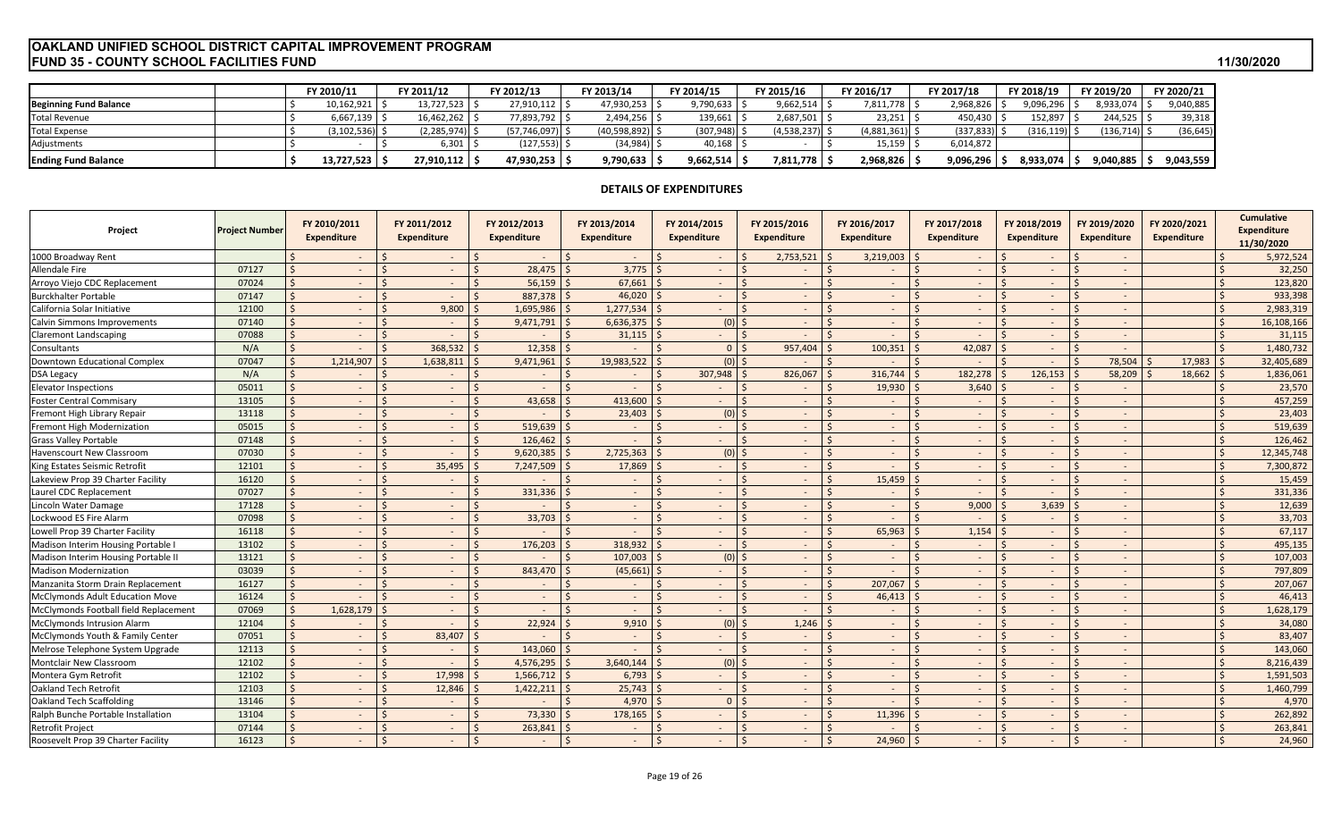# OAKLAND UNIFIED SCHOOL DISTRICT CAPITAL IMPROVEMENT PROGRAM
## FUND 35 - COUNTY SCHOOL FACILITIES FUND

11/30/2020

| | FY 2010/11 | FY 2011/12 | FY 2012/13 | FY 2013/14 | FY 2014/15 | FY 2015/16 | FY 2016/17 | FY 2017/18 | FY 2018/19 | FY 2019/20 | FY 2020/21 |
|---|---|---|---|---|---|---|---|---|---|---|---|
| **Beginning Fund Balance** | $ 10,162,921 | $ 13,727,523 | $ 27,910,112 | $ 47,930,253 | $ 9,790,633 | $ 9,662,514 | $ 7,811,778 | $ 2,968,826 | $ 9,096,296 | $ 8,933,074 | $ 9,040,885 |
| Total Revenue | $ 6,667,139 | $ 16,462,262 | $ 77,893,792 | $ 2,494,256 | $ 139,661 | $ 2,687,501 | $ 23,251 | $ 450,430 | $ 152,897 | $ 244,525 | $ 39,318 |
| Total Expense | $ (3,102,536) | $ (2,285,974) | $ (57,746,097) | $ (40,598,892) | $ (307,948) | $ (4,538,237) | $ (4,881,361) | $ (337,833) | $ (316,119) | $ (136,714) | $ (36,645) |
| Adjustments | $ - | $ 6,301 | $ (127,553) | $ (34,984) | $ 40,168 | $ - | $ 15,159 | $ 6,014,872 | | | |
| **Ending Fund Balance** | **$ 13,727,523** | **$ 27,910,112** | **$ 47,930,253** | **$ 9,790,633** | **$ 9,662,514** | **$ 7,811,778** | **$ 2,968,826** | **$ 9,096,296** | **$ 8,933,074** | **$ 9,040,885** | **$ 9,043,559** |

### DETAILS OF EXPENDITURES

| Project | Project Number | FY 2010/2011 Expenditure | FY 2011/2012 Expenditure | FY 2012/2013 Expenditure | FY 2013/2014 Expenditure | FY 2014/2015 Expenditure | FY 2015/2016 Expenditure | FY 2016/2017 Expenditure | FY 2017/2018 Expenditure | FY 2018/2019 Expenditure | FY 2019/2020 Expenditure | FY 2020/2021 Expenditure | Cumulative Expenditure 11/30/2020 |
|---|---|---|---|---|---|---|---|---|---|---|---|---|---|
| 1000 Broadway Rent | | $ - | $ - | $ - | $ - | $ - | $ 2,753,521 | $ 3,219,003 | $ - | $ - | $ - | | $ 5,972,524 |
| Allendale Fire | 07127 | $ - | $ - | $ 28,475 | $ 3,775 | $ - | $ - | $ - | $ - | $ - | $ - | | $ 32,250 |
| Arroyo Viejo CDC Replacement | 07024 | $ - | $ - | $ 56,159 | $ 67,661 | $ - | $ - | $ - | $ - | $ - | $ - | | $ 123,820 |
| Burckhalter Portable | 07147 | $ - | $ - | $ 887,378 | $ 46,020 | $ - | $ - | $ - | $ - | $ - | $ - | | $ 933,398 |
| California Solar Initiative | 12100 | $ - | $ 9,800 | $ 1,695,986 | $ 1,277,534 | $ - | $ - | $ - | $ - | $ - | $ - | | $ 2,983,319 |
| Calvin Simmons Improvements | 07140 | $ - | $ - | $ 9,471,791 | $ 6,636,375 | $ (0) | $ - | $ - | $ - | $ - | $ - | | $ 16,108,166 |
| Claremont Landscaping | 07088 | $ - | $ - | $ - | $ 31,115 | $ - | $ - | $ - | $ - | $ - | $ - | | $ 31,115 |
| Consultants | N/A | $ - | $ 368,532 | $ 12,358 | $ - | $ 0 | $ 957,404 | $ 100,351 | $ 42,087 | $ - | $ - | | $ 1,480,732 |
| Downtown Educational Complex | 07047 | $ 1,214,907 | $ 1,638,811 | $ 9,471,961 | $ 19,983,522 | $ (0) | $ - | $ - | $ - | $ - | $ 78,504 | $ 17,983 | $ 32,405,689 |
| DSA Legacy | N/A | $ - | $ - | $ - | $ - | $ 307,948 | $ 826,067 | $ 316,744 | $ 182,278 | $ 126,153 | $ 58,209 | $ 18,662 | $ 1,836,061 |
| Elevator Inspections | 05011 | $ - | $ - | $ - | $ - | $ - | $ - | $ 19,930 | $ 3,640 | $ - | $ - | | $ 23,570 |
| Foster Central Commisary | 13105 | $ - | $ - | $ 43,658 | $ 413,600 | $ - | $ - | $ - | $ - | $ - | $ - | | $ 457,259 |
| Fremont High Library Repair | 13118 | $ - | $ - | $ - | $ 23,403 | $ (0) | $ - | $ - | $ - | $ - | $ - | | $ 23,403 |
| Fremont High Modernization | 05015 | $ - | $ - | $ 519,639 | $ - | $ - | $ - | $ - | $ - | $ - | $ - | | $ 519,639 |
| Grass Valley Portable | 07148 | $ - | $ - | $ 126,462 | $ - | $ - | $ - | $ - | $ - | $ - | $ - | | $ 126,462 |
| Havenscourt New Classroom | 07030 | $ - | $ - | $ 9,620,385 | $ 2,725,363 | $ (0) | $ - | $ - | $ - | $ - | $ - | | $ 12,345,748 |
| King Estates Seismic Retrofit | 12101 | $ - | $ 35,495 | $ 7,247,509 | $ 17,869 | $ - | $ - | $ - | $ - | $ - | $ - | | $ 7,300,872 |
| Lakeview Prop 39 Charter Facility | 16120 | $ - | $ - | $ - | $ - | $ - | $ - | $ 15,459 | $ - | $ - | $ - | | $ 15,459 |
| Laurel CDC Replacement | 07027 | $ - | $ - | $ 331,336 | $ - | $ - | $ - | $ - | $ - | $ - | $ - | | $ 331,336 |
| Lincoln Water Damage | 17128 | $ - | $ - | $ - | $ - | $ - | $ - | $ - | $ 9,000 | $ 3,639 | $ - | | $ 12,639 |
| Lockwood ES Fire Alarm | 07098 | $ - | $ - | $ 33,703 | $ - | $ - | $ - | $ - | $ - | $ - | $ - | | $ 33,703 |
| Lowell Prop 39 Charter Facility | 16118 | $ - | $ - | $ - | $ - | $ - | $ - | $ 65,963 | $ 1,154 | $ - | $ - | | $ 67,117 |
| Madison Interim Housing Portable I | 13102 | $ - | $ - | $ 176,203 | $ 318,932 | $ - | $ - | $ - | $ - | $ - | $ - | | $ 495,135 |
| Madison Interim Housing Portable II | 13121 | $ - | $ - | $ - | $ 107,003 | $ (0) | $ - | $ - | $ - | $ - | $ - | | $ 107,003 |
| Madison Modernization | 03039 | $ - | $ - | $ 843,470 | $ (45,661) | $ - | $ - | $ - | $ - | $ - | $ - | | $ 797,809 |
| Manzanita Storm Drain Replacement | 16127 | $ - | $ - | $ - | $ - | $ - | $ - | $ 207,067 | $ - | $ - | $ - | | $ 207,067 |
| McClymonds Adult Education Move | 16124 | $ - | $ - | $ - | $ - | $ - | $ - | $ 46,413 | $ - | $ - | $ - | | $ 46,413 |
| McClymonds Football field Replacement | 07069 | $ 1,628,179 | $ - | $ - | $ - | $ - | $ - | $ - | $ - | $ - | $ - | | $ 1,628,179 |
| McClymonds Intrusion Alarm | 12104 | $ - | $ - | $ 22,924 | $ 9,910 | $ (0) | $ 1,246 | $ - | $ - | $ - | $ - | | $ 34,080 |
| McClymonds Youth & Family Center | 07051 | $ - | $ 83,407 | $ - | $ - | $ - | $ - | $ - | $ - | $ - | $ - | | $ 83,407 |
| Melrose Telephone System Upgrade | 12113 | $ - | $ - | $ 143,060 | $ - | $ - | $ - | $ - | $ - | $ - | $ - | | $ 143,060 |
| Montclair New Classroom | 12102 | $ - | $ - | $ 4,576,295 | $ 3,640,144 | $ (0) | $ - | $ - | $ - | $ - | $ - | | $ 8,216,439 |
| Montera Gym Retrofit | 12102 | $ - | $ 17,998 | $ 1,566,712 | $ 6,793 | $ - | $ - | $ - | $ - | $ - | $ - | | $ 1,591,503 |
| Oakland Tech Retrofit | 12103 | $ - | $ 12,846 | $ 1,422,211 | $ 25,743 | $ - | $ - | $ - | $ - | $ - | $ - | | $ 1,460,799 |
| Oakland Tech Scaffolding | 13146 | $ - | $ - | $ - | $ 4,970 | $ 0 | $ - | $ - | $ - | $ - | $ - | | $ 4,970 |
| Ralph Bunche Portable Installation | 13104 | $ - | $ - | $ 73,330 | $ 178,165 | $ - | $ - | $ 11,396 | $ - | $ - | $ - | | $ 262,892 |
| Retrofit Project | 07144 | $ - | $ - | $ 263,841 | $ - | $ - | $ - | $ - | $ - | $ - | $ - | | $ 263,841 |
| Roosevelt Prop 39 Charter Facility | 16123 | $ - | $ - | $ - | $ - | $ - | $ - | $ 24,960 | $ - | $ - | $ - | | $ 24,960 |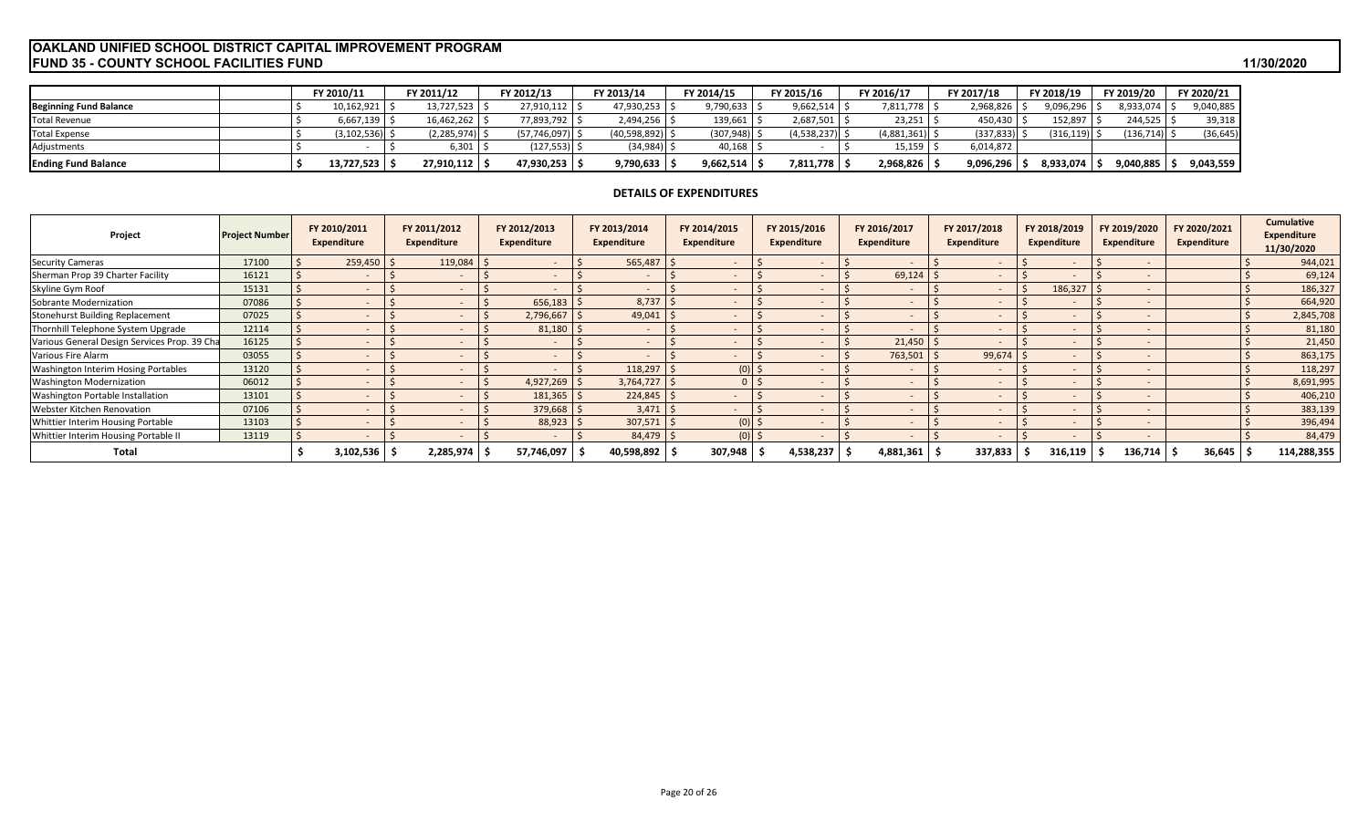# OAKLAND UNIFIED SCHOOL DISTRICT CAPITAL IMPROVEMENT PROGRAM
## FUND 35 - COUNTY SCHOOL FACILITIES FUND

11/30/2020

| | FY 2010/11 | FY 2011/12 | FY 2012/13 | FY 2013/14 | FY 2014/15 | FY 2015/16 | FY 2016/17 | FY 2017/18 | FY 2018/19 | FY 2019/20 | FY 2020/21 |
|---|---|---|---|---|---|---|---|---|---|---|---|
| **Beginning Fund Balance** | $ 10,162,921 | $ 13,727,523 | $ 27,910,112 | $ 47,930,253 | $ 9,790,633 | $ 9,662,514 | $ 7,811,778 | $ 2,968,826 | $ 9,096,296 | $ 8,933,074 | $ 9,040,885 |
| Total Revenue | $ 6,667,139 | $ 16,462,262 | $ 77,893,792 | $ 2,494,256 | $ 139,661 | $ 2,687,501 | $ 23,251 | $ 450,430 | $ 152,897 | $ 244,525 | $ 39,318 |
| Total Expense | $ (3,102,536) | $ (2,285,974) | $ (57,746,097) | $ (40,598,892) | $ (307,948) | $ (4,538,237) | $ (4,881,361) | $ (337,833) | $ (316,119) | $ (136,714) | $ (36,645) |
| Adjustments | $ - | $ 6,301 | $ (127,553) | $ (34,984) | $ 40,168 | $ - | $ 15,159 | $ 6,014,872 | | | |
| **Ending Fund Balance** | **$ 13,727,523** | **$ 27,910,112** | **$ 47,930,253** | **$ 9,790,633** | **$ 9,662,514** | **$ 7,811,778** | **$ 2,968,826** | **$ 9,096,296** | **$ 8,933,074** | **$ 9,040,885** | **$ 9,043,559** |

### DETAILS OF EXPENDITURES

| Project | Project Number | FY 2010/2011 Expenditure | FY 2011/2012 Expenditure | FY 2012/2013 Expenditure | FY 2013/2014 Expenditure | FY 2014/2015 Expenditure | FY 2015/2016 Expenditure | FY 2016/2017 Expenditure | FY 2017/2018 Expenditure | FY 2018/2019 Expenditure | FY 2019/2020 Expenditure | FY 2020/2021 Expenditure | Cumulative Expenditure 11/30/2020 |
|---|---|---|---|---|---|---|---|---|---|---|---|---|---|
| Security Cameras | 17100 | $ 259,450 | $ 119,084 | $ - | $ 565,487 | $ - | $ - | $ - | $ - | $ - | $ - | | $ 944,021 |
| Sherman Prop 39 Charter Facility | 16121 | $ - | $ - | $ - | $ - | $ - | $ - | $ 69,124 | $ - | $ - | $ - | | $ 69,124 |
| Skyline Gym Roof | 15131 | $ - | $ - | $ - | $ - | $ - | $ - | $ - | $ - | $ 186,327 | $ - | | $ 186,327 |
| Sobrante Modernization | 07086 | $ - | $ - | $ 656,183 | $ 8,737 | $ - | $ - | $ - | $ - | $ - | $ - | | $ 664,920 |
| Stonehurst Building Replacement | 07025 | $ - | $ - | $ 2,796,667 | $ 49,041 | $ - | $ - | $ - | $ - | $ - | $ - | | $ 2,845,708 |
| Thornhill Telephone System Upgrade | 12114 | $ - | $ - | $ 81,180 | $ - | $ - | $ - | $ - | $ - | $ - | $ - | | $ 81,180 |
| Various General Design Services Prop. 39 Cha | 16125 | $ - | $ - | $ - | $ - | $ - | $ - | $ 21,450 | $ - | $ - | $ - | | $ 21,450 |
| Various Fire Alarm | 03055 | $ - | $ - | $ - | $ - | $ - | $ - | $ 763,501 | $ 99,674 | $ - | $ - | | $ 863,175 |
| Washington Interim Hosing Portables | 13120 | $ - | $ - | $ - | $ 118,297 | $ (0) | $ - | $ - | $ - | $ - | $ - | | $ 118,297 |
| Washington Modernization | 06012 | $ - | $ - | $ 4,927,269 | $ 3,764,727 | $ 0 | $ - | $ - | $ - | $ - | $ - | | $ 8,691,995 |
| Washington Portable Installation | 13101 | $ - | $ - | $ 181,365 | $ 224,845 | $ - | $ - | $ - | $ - | $ - | $ - | | $ 406,210 |
| Webster Kitchen Renovation | 07106 | $ - | $ - | $ 379,668 | $ 3,471 | $ - | $ - | $ - | $ - | $ - | $ - | | $ 383,139 |
| Whittier Interim Housing Portable | 13103 | $ - | $ - | $ 88,923 | $ 307,571 | $ (0) | $ - | $ - | $ - | $ - | $ - | | $ 396,494 |
| Whittier Interim Housing Portable II | 13119 | $ - | $ - | $ - | $ 84,479 | $ (0) | $ - | $ - | $ - | $ - | $ - | | $ 84,479 |
| **Total** | | **$ 3,102,536** | **$ 2,285,974** | **$ 57,746,097** | **$ 40,598,892** | **$ 307,948** | **$ 4,538,237** | **$ 4,881,361** | **$ 337,833** | **$ 316,119** | **$ 136,714** | **$ 36,645** | **$ 114,288,355** |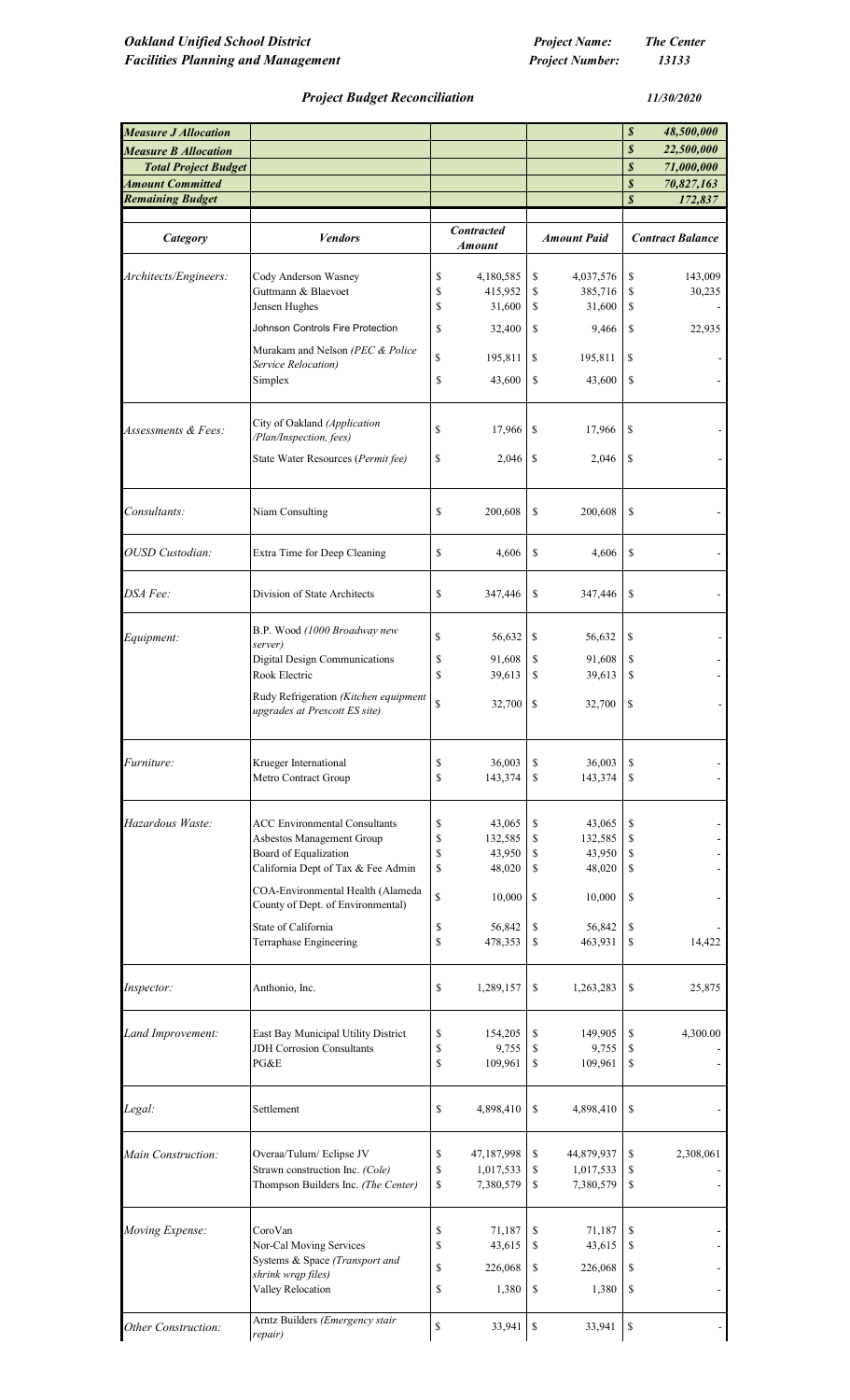*Oakland Unified School District*
*Facilities Planning and Management*

*Project Name:* *The Center*
*Project Number:* *13133*

## *Project Budget Reconciliation*

*11/30/2020*

| | | | | |
|---|---|---|---|---|
| ***Measure J Allocation*** | | | | ***$ 48,500,000*** |
| ***Measure B Allocation*** | | | | ***$ 22,500,000*** |
| ***Total Project Budget*** | | | | ***$ 71,000,000*** |
| ***Amount Committed*** | | | | ***$ 70,827,163*** |
| ***Remaining Budget*** | | | | ***$ 172,837*** |

| *Category* | *Vendors* | *Contracted Amount* | *Amount Paid* | *Contract Balance* |
|---|---|---|---|---|
| *Architects/Engineers:* | Cody Anderson Wasney | $ 4,180,585 | $ 4,037,576 | $ 143,009 |
| | Guttmann & Blaevoet | $ 415,952 | $ 385,716 | $ 30,235 |
| | Jensen Hughes | $ 31,600 | $ 31,600 | $ - |
| | Johnson Controls Fire Protection | $ 32,400 | $ 9,466 | $ 22,935 |
| | Murakam and Nelson *(PEC & Police Service Relocation)* | $ 195,811 | $ 195,811 | $ - |
| | Simplex | $ 43,600 | $ 43,600 | $ - |
| *Assessments & Fees:* | City of Oakland *(Application /Plan/Inspection, fees)* | $ 17,966 | $ 17,966 | $ - |
| | State Water Resources (*Permit fee)* | $ 2,046 | $ 2,046 | $ - |
| *Consultants:* | Niam Consulting | $ 200,608 | $ 200,608 | $ - |
| *OUSD Custodian:* | Extra Time for Deep Cleaning | $ 4,606 | $ 4,606 | $ - |
| *DSA Fee:* | Division of State Architects | $ 347,446 | $ 347,446 | $ - |
| *Equipment:* | B.P. Wood *(1000 Broadway new server)* | $ 56,632 | $ 56,632 | $ - |
| | Digital Design Communications | $ 91,608 | $ 91,608 | $ - |
| | Rook Electric | $ 39,613 | $ 39,613 | $ - |
| | Rudy Refrigeration *(Kitchen equipment upgrades at Prescott ES site)* | $ 32,700 | $ 32,700 | $ - |
| *Furniture:* | Krueger International | $ 36,003 | $ 36,003 | $ - |
| | Metro Contract Group | $ 143,374 | $ 143,374 | $ - |
| *Hazardous Waste:* | ACC Environmental Consultants | $ 43,065 | $ 43,065 | $ - |
| | Asbestos Management Group | $ 132,585 | $ 132,585 | $ - |
| | Board of Equalization | $ 43,950 | $ 43,950 | $ - |
| | California Dept of Tax & Fee Admin | $ 48,020 | $ 48,020 | $ - |
| | COA-Environmental Health (Alameda County of Dept. of Environmental) | $ 10,000 | $ 10,000 | $ - |
| | State of California | $ 56,842 | $ 56,842 | $ - |
| | Terraphase Engineering | $ 478,353 | $ 463,931 | $ 14,422 |
| *Inspector:* | Anthonio, Inc. | $ 1,289,157 | $ 1,263,283 | $ 25,875 |
| *Land Improvement:* | East Bay Municipal Utility District | $ 154,205 | $ 149,905 | $ 4,300.00 |
| | JDH Corrosion Consultants | $ 9,755 | $ 9,755 | $ - |
| | PG&E | $ 109,961 | $ 109,961 | $ - |
| *Legal:* | Settlement | $ 4,898,410 | $ 4,898,410 | $ - |
| *Main Construction:* | Overaa/Tulum/ Eclipse JV | $ 47,187,998 | $ 44,879,937 | $ 2,308,061 |
| | Strawn construction Inc. *(Cole)* | $ 1,017,533 | $ 1,017,533 | $ - |
| | Thompson Builders Inc. *(The Center)* | $ 7,380,579 | $ 7,380,579 | $ - |
| *Moving Expense:* | CoroVan | $ 71,187 | $ 71,187 | $ - |
| | Nor-Cal Moving Services | $ 43,615 | $ 43,615 | $ - |
| | Systems & Space *(Transport and shrink wrap files)* | $ 226,068 | $ 226,068 | $ - |
| | Valley Relocation | $ 1,380 | $ 1,380 | $ - |
| *Other Construction:* | Arntz Builders *(Emergency stair repair)* | $ 33,941 | $ 33,941 | $ - |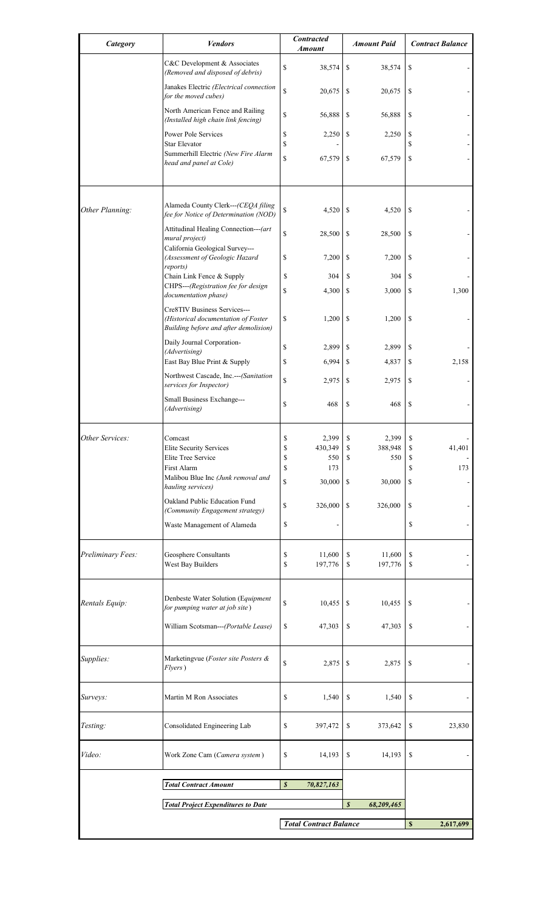| *Category* | *Vendors* | *Contracted Amount* | *Amount Paid* | *Contract Balance* |
|---|---|---|---|---|
| | C&C Development & Associates *(Removed and disposed of debris)* | $ 38,574 | $ 38,574 | $ - |
| | Janakes Electric *(Electrical connection for the moved cubes)* | $ 20,675 | $ 20,675 | $ - |
| | North American Fence and Railing *(Installed high chain link fencing)* | $ 56,888 | $ 56,888 | $ - |
| | Power Pole Services | $ 2,250 | $ 2,250 | $ - |
| | Star Elevator | $ - | | $ - |
| | Summerhill Electric *(New Fire Alarm head and panel at Cole)* | $ 67,579 | $ 67,579 | $ - |
| *Other Planning:* | Alameda County Clerk---*(CEQA filing fee for Notice of Determination (NOD)* | $ 4,520 | $ 4,520 | $ - |
| | Attitudinal Healing Connection---*(art mural project)* | $ 28,500 | $ 28,500 | $ - |
| | California Geological Survey---*(Assessment of Geologic Hazard reports)* | $ 7,200 | $ 7,200 | $ - |
| | Chain Link Fence & Supply | $ 304 | $ 304 | $ - |
| | CHPS---*(Registration fee for design documentation phase)* | $ 4,300 | $ 3,000 | $ 1,300 |
| | Cre8TIV Business Services---*(Historical documentation of Foster Building before and after demolision)* | $ 1,200 | $ 1,200 | $ - |
| | Daily Journal Corporation-*(Advertising)* | $ 2,899 | $ 2,899 | $ - |
| | East Bay Blue Print & Supply | $ 6,994 | $ 4,837 | $ 2,158 |
| | Northwest Cascade, Inc.---*(Sanitation services for Inspector)* | $ 2,975 | $ 2,975 | $ - |
| | Small Business Exchange---*(Advertising)* | $ 468 | $ 468 | $ - |
| *Other Services:* | Comcast | $ 2,399 | $ 2,399 | $ - |
| | Elite Security Services | $ 430,349 | $ 388,948 | $ 41,401 |
| | Elite Tree Service | $ 550 | $ 550 | $ - |
| | First Alarm | $ 173 | | $ 173 |
| | Malibou Blue Inc *(Junk removal and hauling services)* | $ 30,000 | $ 30,000 | $ - |
| | Oakland Public Education Fund *(Community Engagement strategy)* | $ 326,000 | $ 326,000 | $ - |
| | Waste Management of Alameda | $ - | | $ - |
| *Preliminary Fees:* | Geosphere Consultants | $ 11,600 | $ 11,600 | $ - |
| | West Bay Builders | $ 197,776 | $ 197,776 | $ - |
| *Rentals Equip:* | Denbeste Water Solution (*Equipment for pumping water at job site*) | $ 10,455 | $ 10,455 | $ - |
| | William Scotsman---*(Portable Lease)* | $ 47,303 | $ 47,303 | $ - |
| *Supplies:* | Marketingvue (*Foster site Posters & Flyers*) | $ 2,875 | $ 2,875 | $ - |
| *Surveys:* | Martin M Ron Associates | $ 1,540 | $ 1,540 | $ - |
| *Testing:* | Consolidated Engineering Lab | $ 397,472 | $ 373,642 | $ 23,830 |
| *Video:* | Work Zone Cam (*Camera system*) | $ 14,193 | $ 14,193 | $ - |
| | ***Total Contract Amount*** | ***$ 70,827,163*** | | |
| | ***Total Project Expenditures to Date*** | | ***$ 68,209,465*** | |
| | | ***Total Contract Balance*** | | **$ 2,617,699** |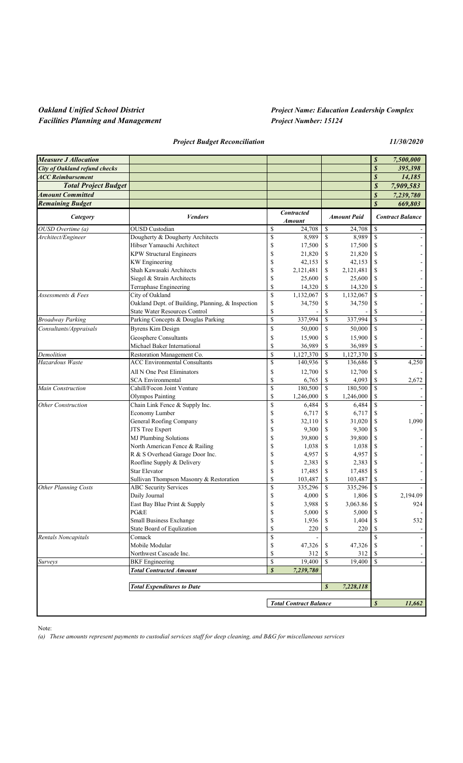***Oakland Unified School District***
***Facilities Planning and Management***

***Project Name: Education Leadership Complex***
***Project Number: 15124***

***Project Budget Reconciliation*** ***11/30/2020***

| | | | | |
|---|---|---|---|---|
| ***Measure J Allocation*** | | | | ***$ 7,500,000*** |
| ***City of Oakland refund checks*** | | | | ***$ 395,398*** |
| ***ACC Reimbursement*** | | | | ***$ 14,185*** |
| ***Total Project Budget*** | | | | ***$ 7,909,583*** |
| ***Amount Committed*** | | | | ***$ 7,239,780*** |
| ***Remaining Budget*** | | | | ***$ 669,803*** |
| ***Category*** | ***Vendors*** | ***Contracted Amount*** | ***Amount Paid*** | ***Contract Balance*** |
| *OUSD Overtime (a)* | OUSD Custodian | $ 24,708 | $ 24,708 | $ - |
| *Architect/Engineer* | Dougherty & Dougherty Architects | $ 8,989 | $ 8,989 | $ - |
| | Hibser Yamauchi Architect | $ 17,500 | $ 17,500 | $ - |
| | KPW Structural Engineers | $ 21,820 | $ 21,820 | $ - |
| | KW Engineering | $ 42,153 | $ 42,153 | $ - |
| | Shah Kawasaki Architects | $ 2,121,481 | $ 2,121,481 | $ - |
| | Siegel & Strain Architects | $ 25,600 | $ 25,600 | $ - |
| | Terraphase Engineering | $ 14,320 | $ 14,320 | $ - |
| *Assessments & Fees* | City of Oakland | $ 1,132,067 | $ 1,132,067 | $ - |
| | Oakland Dept. of Building, Planning, & Inspection | $ 34,750 | $ 34,750 | $ - |
| | State Water Resources Control | $ - | $ - | $ - |
| *Broadway Parking* | Parking Concepts & Douglas Parking | $ 337,994 | $ 337,994 | $ - |
| *Consultants/Appraisals* | Byrens Kim Design | $ 50,000 | $ 50,000 | $ - |
| | Geosphere Consultants | $ 15,900 | $ 15,900 | $ - |
| | Michael Baker International | $ 36,989 | $ 36,989 | $ - |
| *Demolition* | Restoration Management Co. | $ 1,127,370 | $ 1,127,370 | $ - |
| *Hazardous Waste* | ACC Environmental Consultants | $ 140,936 | $ 136,686 | $ 4,250 |
| | All N One Pest Eliminators | $ 12,700 | $ 12,700 | $ - |
| | SCA Environmental | $ 6,765 | $ 4,093 | $ 2,672 |
| *Main Construction* | Cahill/Focon Joint Venture | $ 180,500 | $ 180,500 | $ - |
| | Olympos Painting | $ 1,246,000 | $ 1,246,000 | $ - |
| *Other Construction* | Chain Link Fence & Supply Inc. | $ 6,484 | $ 6,484 | $ - |
| | Economy Lumber | $ 6,717 | $ 6,717 | $ - |
| | General Roofing Company | $ 32,110 | $ 31,020 | $ 1,090 |
| | JTS Tree Expert | $ 9,300 | $ 9,300 | $ - |
| | MJ Plumbing Solutions | $ 39,800 | $ 39,800 | $ - |
| | North American Fence & Railing | $ 1,038 | $ 1,038 | $ - |
| | R & S Overhead Garage Door Inc. | $ 4,957 | $ 4,957 | $ - |
| | Roofline Supply & Delivery | $ 2,383 | $ 2,383 | $ - |
| | Star Elevator | $ 17,485 | $ 17,485 | $ - |
| | Sullivan Thompson Masonry & Restoration | $ 103,487 | $ 103,487 | $ - |
| *Other Planning Costs* | ABC Security Services | $ 335,296 | $ 335,296 | $ - |
| | Daily Journal | $ 4,000 | $ 1,806 | $ 2,194.09 |
| | East Bay Blue Print & Supply | $ 3,988 | $ 3,063.86 | $ 924 |
| | PG&E | $ 5,000 | $ 5,000 | $ - |
| | Small Business Exchange | $ 1,936 | $ 1,404 | $ 532 |
| | State Board of Equlization | $ 220 | $ 220 | $ - |
| *Rentals Noncapitals* | Comack | $ - | | $ - |
| | Mobile Modular | $ 47,326 | $ 47,326 | $ - |
| | Northwest Cascade Inc. | $ 312 | $ 312 | $ - |
| *Surveys* | BKF Engineering | $ 19,400 | $ 19,400 | $ - |
| | ***Total Contracted Amount*** | ***$ 7,239,780*** | | |
| | ***Total Expenditures to Date*** | | ***$ 7,228,118*** | |
| | | ***Total Contract Balance*** | | ***$ 11,662*** |

Note:

*(a) These amounts represent payments to custodial services staff for deep cleaning, and B&G for miscellaneous services*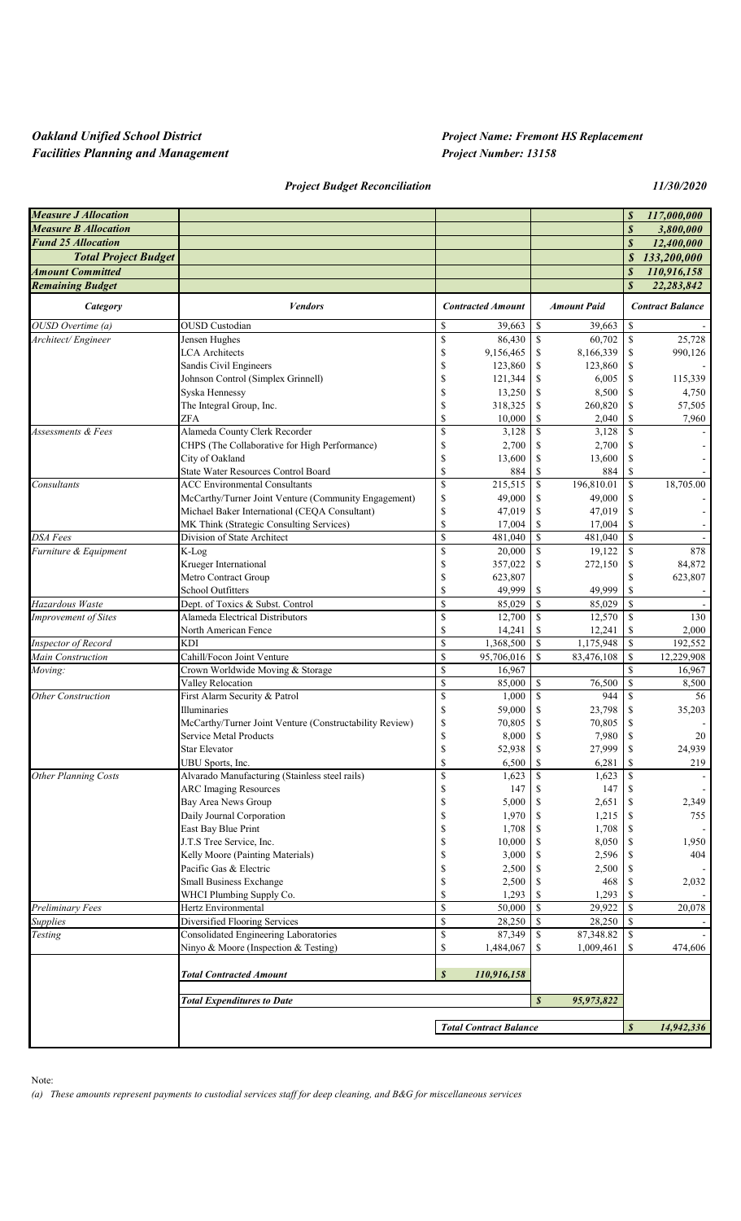***Oakland Unified School District***
***Facilities Planning and Management***

***Project Name: Fremont HS Replacement***
***Project Number: 13158***

***Project Budget Reconciliation*** — ***11/30/2020***

| | | | | |
|---|---|---|---|---|
| ***Measure J Allocation*** | | | | ***$ 117,000,000*** |
| ***Measure B Allocation*** | | | | ***$ 3,800,000*** |
| ***Fund 25 Allocation*** | | | | ***$ 12,400,000*** |
| ***Total Project Budget*** | | | | ***$ 133,200,000*** |
| ***Amount Committed*** | | | | ***$ 110,916,158*** |
| ***Remaining Budget*** | | | | ***$ 22,283,842*** |
| ***Category*** | ***Vendors*** | ***Contracted Amount*** | ***Amount Paid*** | ***Contract Balance*** |
| *OUSD Overtime (a)* | OUSD Custodian | $ 39,663 | $ 39,663 | $ - |
| *Architect/ Engineer* | Jensen Hughes | $ 86,430 | $ 60,702 | $ 25,728 |
| | LCA Architects | $ 9,156,465 | $ 8,166,339 | $ 990,126 |
| | Sandis Civil Engineers | $ 123,860 | $ 123,860 | $ - |
| | Johnson Control (Simplex Grinnell) | $ 121,344 | $ 6,005 | $ 115,339 |
| | Syska Hennessy | $ 13,250 | $ 8,500 | $ 4,750 |
| | The Integral Group, Inc. | $ 318,325 | $ 260,820 | $ 57,505 |
| | ZFA | $ 10,000 | $ 2,040 | $ 7,960 |
| *Assessments & Fees* | Alameda County Clerk Recorder | $ 3,128 | $ 3,128 | $ - |
| | CHPS (The Collaborative for High Performance) | $ 2,700 | $ 2,700 | $ - |
| | City of Oakland | $ 13,600 | $ 13,600 | $ - |
| | State Water Resources Control Board | $ 884 | $ 884 | $ - |
| *Consultants* | ACC Environmental Consultants | $ 215,515 | $ 196,810.01 | $ 18,705.00 |
| | McCarthy/Turner Joint Venture (Community Engagement) | $ 49,000 | $ 49,000 | $ - |
| | Michael Baker International (CEQA Consultant) | $ 47,019 | $ 47,019 | $ - |
| | MK Think (Strategic Consulting Services) | $ 17,004 | $ 17,004 | $ - |
| *DSA Fees* | Division of State Architect | $ 481,040 | $ 481,040 | $ - |
| *Furniture & Equipment* | K-Log | $ 20,000 | $ 19,122 | $ 878 |
| | Krueger International | $ 357,022 | $ 272,150 | $ 84,872 |
| | Metro Contract Group | $ 623,807 | | $ 623,807 |
| | School Outfitters | $ 49,999 | $ 49,999 | $ - |
| *Hazardous Waste* | Dept. of Toxics & Subst. Control | $ 85,029 | $ 85,029 | $ - |
| *Improvement of Sites* | Alameda Electrical Distributors | $ 12,700 | $ 12,570 | $ 130 |
| | North American Fence | $ 14,241 | $ 12,241 | $ 2,000 |
| *Inspector of Record* | KDI | $ 1,368,500 | $ 1,175,948 | $ 192,552 |
| *Main Construction* | Cahill/Focon Joint Venture | $ 95,706,016 | $ 83,476,108 | $ 12,229,908 |
| *Moving:* | Crown Worldwide Moving & Storage | $ 16,967 | | $ 16,967 |
| | Valley Relocation | $ 85,000 | $ 76,500 | $ 8,500 |
| *Other Construction* | First Alarm Security & Patrol | $ 1,000 | $ 944 | $ 56 |
| | Illuminaries | $ 59,000 | $ 23,798 | $ 35,203 |
| | McCarthy/Turner Joint Venture (Constructability Review) | $ 70,805 | $ 70,805 | $ - |
| | Service Metal Products | $ 8,000 | $ 7,980 | $ 20 |
| | Star Elevator | $ 52,938 | $ 27,999 | $ 24,939 |
| | UBU Sports, Inc. | $ 6,500 | $ 6,281 | $ 219 |
| *Other Planning Costs* | Alvarado Manufacturing (Stainless steel rails) | $ 1,623 | $ 1,623 | $ - |
| | ARC Imaging Resources | $ 147 | $ 147 | $ - |
| | Bay Area News Group | $ 5,000 | $ 2,651 | $ 2,349 |
| | Daily Journal Corporation | $ 1,970 | $ 1,215 | $ 755 |
| | East Bay Blue Print | $ 1,708 | $ 1,708 | $ - |
| | J.T.S Tree Service, Inc. | $ 10,000 | $ 8,050 | $ 1,950 |
| | Kelly Moore (Painting Materials) | $ 3,000 | $ 2,596 | $ 404 |
| | Pacific Gas & Electric | $ 2,500 | $ 2,500 | $ - |
| | Small Business Exchange | $ 2,500 | $ 468 | $ 2,032 |
| | WHCI Plumbing Supply Co. | $ 1,293 | $ 1,293 | $ - |
| *Preliminary Fees* | Hertz Environmental | $ 50,000 | $ 29,922 | $ 20,078 |
| *Supplies* | Diversified Flooring Services | $ 28,250 | $ 28,250 | $ - |
| *Testing* | Consolidated Engineering Laboratories | $ 87,349 | $ 87,348.82 | $ - |
| | Ninyo & Moore (Inspection & Testing) | $ 1,484,067 | $ 1,009,461 | $ 474,606 |
| | ***Total Contracted Amount*** | ***$ 110,916,158*** | | |
| | ***Total Expenditures to Date*** | | ***$ 95,973,822*** | |
| | | ***Total Contract Balance*** | | ***$ 14,942,336*** |

Note:

*(a) These amounts represent payments to custodial services staff for deep cleaning, and B&G for miscellaneous services*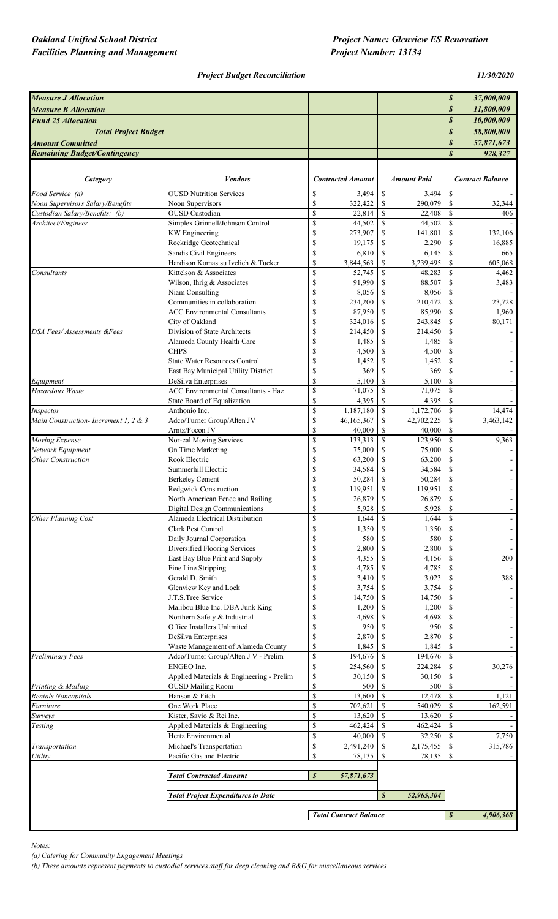*Oakland Unified School District*
*Facilities Planning and Management*

*Project Name: Glenview ES Renovation*
*Project Number: 13134*

***Project Budget Reconciliation*** *11/30/2020*

| | | | | |
|---|---|---|---|---|
| ***Measure J Allocation*** | | | | ***$ 37,000,000*** |
| ***Measure B Allocation*** | | | | ***$ 11,800,000*** |
| ***Fund 25 Allocation*** | | | | ***$ 10,000,000*** |
| ***Total Project Budget*** | | | | ***$ 58,800,000*** |
| ***Amount Committed*** | | | | ***$ 57,871,673*** |
| ***Remaining Budget/Contingency*** | | | | ***$ 928,327*** |

| *Category* | *Vendors* | *Contracted Amount* | *Amount Paid* | *Contract Balance* |
|---|---|---|---|---|
| *Food Service (a)* | OUSD Nutrition Services | $ 3,494 | $ 3,494 | $ - |
| *Noon Supervisors Salary/Benefits* | Noon Supervisors | $ 322,422 | $ 290,079 | $ 32,344 |
| *Custodian Salary/Benefits: (b)* | OUSD Custodian | $ 22,814 | $ 22,408 | $ 406 |
| *Architect/Engineer* | Simplex Grinnell/Johnson Control | $ 44,502 | $ 44,502 | $ - |
| | KW Engineering | $ 273,907 | $ 141,801 | $ 132,106 |
| | Rockridge Geotechnical | $ 19,175 | $ 2,290 | $ 16,885 |
| | Sandis Civil Engineers | $ 6,810 | $ 6,145 | $ 665 |
| | Hardison Komastsu Ivelich & Tucker | $ 3,844,563 | $ 3,239,495 | $ 605,068 |
| *Consultants* | Kittelson & Associates | $ 52,745 | $ 48,283 | $ 4,462 |
| | Wilson, Ihrig & Associates | $ 91,990 | $ 88,507 | $ 3,483 |
| | Niam Consulting | $ 8,056 | $ 8,056 | $ - |
| | Communities in collaboration | $ 234,200 | $ 210,472 | $ 23,728 |
| | ACC Environmental Consultants | $ 87,950 | $ 85,990 | $ 1,960 |
| | City of Oakland | $ 324,016 | $ 243,845 | $ 80,171 |
| *DSA Fees/ Assessments &Fees* | Division of State Architects | $ 214,450 | $ 214,450 | $ - |
| | Alameda County Health Care | $ 1,485 | $ 1,485 | $ - |
| | CHPS | $ 4,500 | $ 4,500 | $ - |
| | State Water Resources Control | $ 1,452 | $ 1,452 | $ - |
| | East Bay Municipal Utility District | $ 369 | $ 369 | $ - |
| *Equipment* | DeSilva Enterprises | $ 5,100 | $ 5,100 | $ - |
| *Hazardous Waste* | ACC Environmental Consultants - Haz | $ 71,075 | $ 71,075 | $ - |
| | State Board of Equalization | $ 4,395 | $ 4,395 | $ - |
| *Inspector* | Anthonio Inc. | $ 1,187,180 | $ 1,172,706 | $ 14,474 |
| *Main Construction- Increment 1, 2 & 3* | Adco/Turner Group/Alten JV | $ 46,165,367 | $ 42,702,225 | $ 3,463,142 |
| | Arntz/Focon JV | $ 40,000 | $ 40,000 | $ - |
| *Moving Expense* | Nor-cal Moving Services | $ 133,313 | $ 123,950 | $ 9,363 |
| *Network Equipment* | On Time Marketing | $ 75,000 | $ 75,000 | $ - |
| *Other Construction* | Rook Electric | $ 63,200 | $ 63,200 | $ - |
| | Summerhill Electric | $ 34,584 | $ 34,584 | $ - |
| | Berkeley Cement | $ 50,284 | $ 50,284 | $ - |
| | Redgwick Construction | $ 119,951 | $ 119,951 | $ - |
| | North American Fence and Railing | $ 26,879 | $ 26,879 | $ - |
| | Digital Design Communications | $ 5,928 | $ 5,928 | $ - |
| *Other Planning Cost* | Alameda Electrical Distribution | $ 1,644 | $ 1,644 | $ - |
| | Clark Pest Control | $ 1,350 | $ 1,350 | $ - |
| | Daily Journal Corporation | $ 580 | $ 580 | $ - |
| | Diversified Flooring Services | $ 2,800 | $ 2,800 | $ - |
| | East Bay Blue Print and Supply | $ 4,355 | $ 4,156 | $ 200 |
| | Fine Line Stripping | $ 4,785 | $ 4,785 | $ - |
| | Gerald D. Smith | $ 3,410 | $ 3,023 | $ 388 |
| | Glenview Key and Lock | $ 3,754 | $ 3,754 | $ - |
| | J.T.S.Tree Service | $ 14,750 | $ 14,750 | $ - |
| | Malibou Blue Inc. DBA Junk King | $ 1,200 | $ 1,200 | $ - |
| | Northern Safety & Industrial | $ 4,698 | $ 4,698 | $ - |
| | Office Installers Unlimited | $ 950 | $ 950 | $ - |
| | DeSilva Enterprises | $ 2,870 | $ 2,870 | $ - |
| | Waste Management of Alameda County | $ 1,845 | $ 1,845 | $ - |
| *Preliminary Fees* | Adco/Turner Group/Alten J V - Prelim | $ 194,676 | $ 194,676 | $ - |
| | ENGEO Inc. | $ 254,560 | $ 224,284 | $ 30,276 |
| | Applied Materials & Engineering - Prelim | $ 30,150 | $ 30,150 | $ - |
| *Printing & Mailing* | OUSD Mailing Room | $ 500 | $ 500 | $ - |
| *Rentals Noncapitals* | Hanson & Fitch | $ 13,600 | $ 12,478 | $ 1,121 |
| *Furniture* | One Work Place | $ 702,621 | $ 540,029 | $ 162,591 |
| *Surveys* | Kister, Savio & Rei Inc. | $ 13,620 | $ 13,620 | $ - |
| *Testing* | Applied Materials & Engineering | $ 462,424 | $ 462,424 | $ - |
| | Hertz Environmental | $ 40,000 | $ 32,250 | $ 7,750 |
| *Transportation* | Michael's Transportation | $ 2,491,240 | $ 2,175,455 | $ 315,786 |
| *Utility* | Pacific Gas and Electric | $ 78,135 | $ 78,135 | $ - |
| | ***Total Contracted Amount*** | ***$ 57,871,673*** | | |
| | ***Total Project Expenditures to Date*** | | ***$ 52,965,304*** | |
| | | ***Total Contract Balance*** | | ***$ 4,906,368*** |

*Notes:*

*(a) Catering for Community Engagement Meetings*

*(b) These amounts represent payments to custodial services staff for deep cleaning and B&G for miscellaneous services*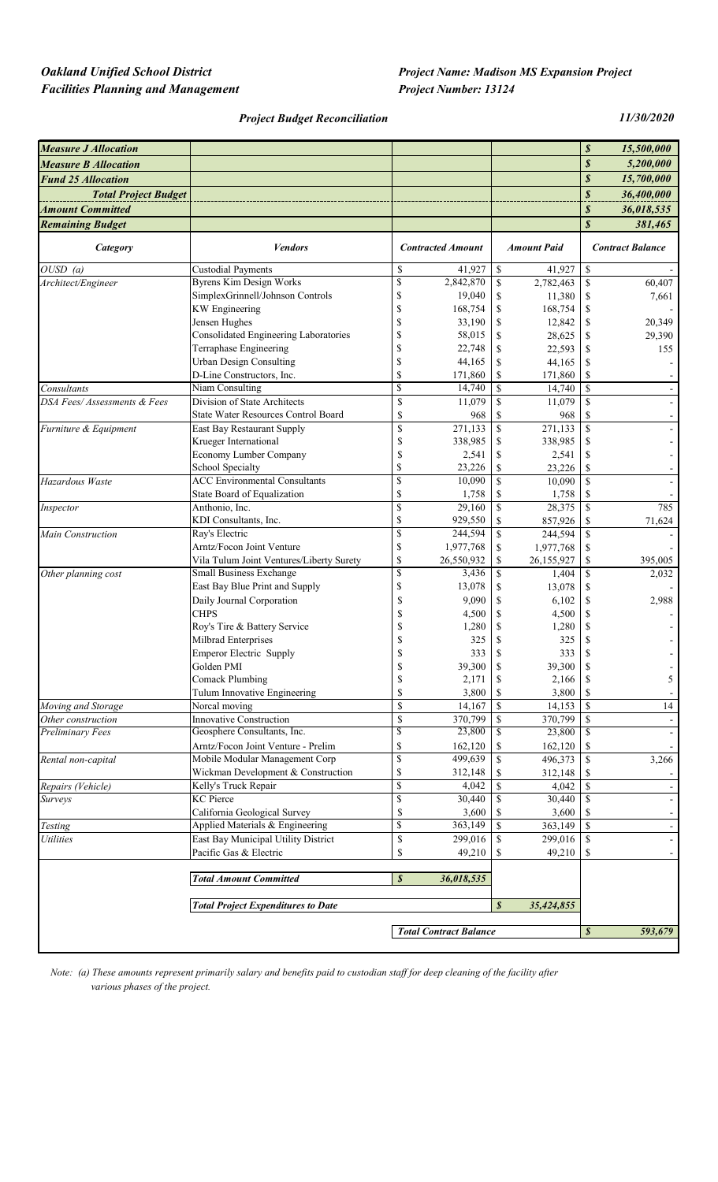*Oakland Unified School District*
*Facilities Planning and Management*

*Project Name: Madison MS Expansion Project*
*Project Number: 13124*

*Project Budget Reconciliation* — *11/30/2020*

| | | | | |
|---|---|---|---|---|
| ***Measure J Allocation*** | | | | ***$ 15,500,000*** |
| ***Measure B Allocation*** | | | | ***$ 5,200,000*** |
| ***Fund 25 Allocation*** | | | | ***$ 15,700,000*** |
| ***Total Project Budget*** | | | | ***$ 36,400,000*** |
| ***Amount Committed*** | | | | ***$ 36,018,535*** |
| ***Remaining Budget*** | | | | ***$ 381,465*** |
| ***Category*** | ***Vendors*** | ***Contracted Amount*** | ***Amount Paid*** | ***Contract Balance*** |
| *OUSD (a)* | Custodial Payments | $ 41,927 | $ 41,927 | $ - |
| *Architect/Engineer* | Byrens Kim Design Works | $ 2,842,870 | $ 2,782,463 | $ 60,407 |
| | SimplexGrinnell/Johnson Controls | $ 19,040 | $ 11,380 | $ 7,661 |
| | KW Engineering | $ 168,754 | $ 168,754 | $ - |
| | Jensen Hughes | $ 33,190 | $ 12,842 | $ 20,349 |
| | Consolidated Engineering Laboratories | $ 58,015 | $ 28,625 | $ 29,390 |
| | Terraphase Engineering | $ 22,748 | $ 22,593 | $ 155 |
| | Urban Design Consulting | $ 44,165 | $ 44,165 | $ - |
| | D-Line Constructors, Inc. | $ 171,860 | $ 171,860 | $ - |
| *Consultants* | Niam Consulting | $ 14,740 | $ 14,740 | $ - |
| *DSA Fees/ Assessments & Fees* | Division of State Architects | $ 11,079 | $ 11,079 | $ - |
| | State Water Resources Control Board | $ 968 | $ 968 | $ - |
| *Furniture & Equipment* | East Bay Restaurant Supply | $ 271,133 | $ 271,133 | $ - |
| | Krueger International | $ 338,985 | $ 338,985 | $ - |
| | Economy Lumber Company | $ 2,541 | $ 2,541 | $ - |
| | School Specialty | $ 23,226 | $ 23,226 | $ - |
| *Hazardous Waste* | ACC Environmental Consultants | $ 10,090 | $ 10,090 | $ - |
| | State Board of Equalization | $ 1,758 | $ 1,758 | $ - |
| *Inspector* | Anthonio, Inc. | $ 29,160 | $ 28,375 | $ 785 |
| | KDI Consultants, Inc. | $ 929,550 | $ 857,926 | $ 71,624 |
| *Main Construction* | Ray's Electric | $ 244,594 | $ 244,594 | $ - |
| | Arntz/Focon Joint Venture | $ 1,977,768 | $ 1,977,768 | $ - |
| | Vila Tulum Joint Ventures/Liberty Surety | $ 26,550,932 | $ 26,155,927 | $ 395,005 |
| *Other planning cost* | Small Business Exchange | $ 3,436 | $ 1,404 | $ 2,032 |
| | East Bay Blue Print and Supply | $ 13,078 | $ 13,078 | $ - |
| | Daily Journal Corporation | $ 9,090 | $ 6,102 | $ 2,988 |
| | CHPS | $ 4,500 | $ 4,500 | $ - |
| | Roy's Tire & Battery Service | $ 1,280 | $ 1,280 | $ - |
| | Milbrad Enterprises | $ 325 | $ 325 | $ - |
| | Emperor Electric Supply | $ 333 | $ 333 | $ - |
| | Golden PMI | $ 39,300 | $ 39,300 | $ - |
| | Comack Plumbing | $ 2,171 | $ 2,166 | $ 5 |
| | Tulum Innovative Engineering | $ 3,800 | $ 3,800 | $ - |
| *Moving and Storage* | Norcal moving | $ 14,167 | $ 14,153 | $ 14 |
| *Other construction* | Innovative Construction | $ 370,799 | $ 370,799 | $ - |
| *Preliminary Fees* | Geosphere Consultants, Inc. | $ 23,800 | $ 23,800 | $ - |
| | Arntz/Focon Joint Venture - Prelim | $ 162,120 | $ 162,120 | $ - |
| *Rental non-capital* | Mobile Modular Management Corp | $ 499,639 | $ 496,373 | $ 3,266 |
| | Wickman Development & Construction | $ 312,148 | $ 312,148 | $ - |
| *Repairs (Vehicle)* | Kelly's Truck Repair | $ 4,042 | $ 4,042 | $ - |
| *Surveys* | KC Pierce | $ 30,440 | $ 30,440 | $ - |
| | California Geological Survey | $ 3,600 | $ 3,600 | $ - |
| *Testing* | Applied Materials & Engineering | $ 363,149 | $ 363,149 | $ - |
| *Utilities* | East Bay Municipal Utility District | $ 299,016 | $ 299,016 | $ - |
| | Pacific Gas & Electric | $ 49,210 | $ 49,210 | $ - |
| | ***Total Amount Committed*** | ***$ 36,018,535*** | | |
| | ***Total Project Expenditures to Date*** | | ***$ 35,424,855*** | |
| | | ***Total Contract Balance*** | | ***$ 593,679*** |

*Note: (a) These amounts represent primarily salary and benefits paid to custodian staff for deep cleaning of the facility after various phases of the project.*